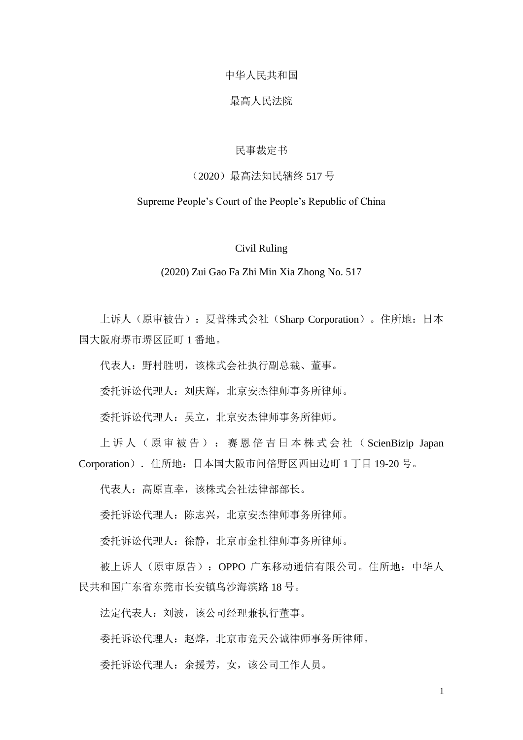中华人民共和国

最高人民法院

民事裁定书

（2020）最高法知民辖终 517 号

Supreme People’s Court of the People’s Republic of China

Civil Ruling

(2020) Zui Gao Fa Zhi Min Xia Zhong No. 517

上诉人（原审被告）：夏普株式会社（Sharp Corporation）。住所地：日本国大阪府堺市堺区匠町 1 番地。

代表人：野村胜明，该株式会社执行副总裁、董事。

委托诉讼代理人：刘庆辉，北京安杰律师事务所律师。

委托诉讼代理人：吴立，北京安杰律师事务所律师。

上诉人（原审被告）：赛恩倍吉日本株式会社（ScienBizip Japan Corporation）. 住所地：日本国大阪市问倍野区西田边町 1 丁目 19-20 号。

代表人：高原直幸，该株式会社法律部部长。

委托诉讼代理人：陈志兴，北京安杰律师事务所律师。

委托诉讼代理人：徐静，北京市金杜律师事务所律师。

被上诉人（原审原告）：OPPO 广东移动通信有限公司。住所地：中华人民共和国广东省东莞市长安镇乌沙海滨路 18 号。

法定代表人：刘波，该公司经理兼执行董事。

委托诉讼代理人：赵烨，北京市竞天公诚律师事务所律师。

委托诉讼代理人：余援芳，女，该公司工作人员。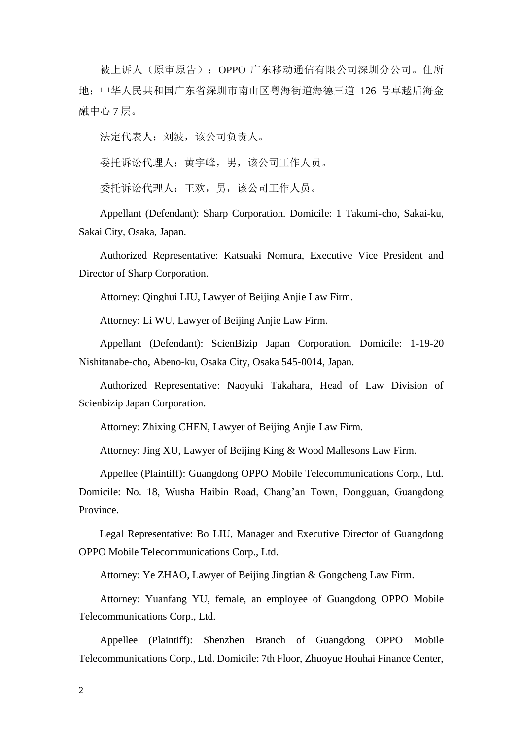被上诉人（原审原告）：OPPO 广东移动通信有限公司深圳分公司。住所地：中华人民共和国广东省深圳市南山区粤海街道海德三道 126 号卓越后海金融中心 7 层。

法定代表人：刘波，该公司负责人。

委托诉讼代理人：黄宇峰，男，该公司工作人员。

委托诉讼代理人：王欢，男，该公司工作人员。

Appellant (Defendant): Sharp Corporation. Domicile: 1 Takumi-cho, Sakai-ku, Sakai City, Osaka, Japan.

Authorized Representative: Katsuaki Nomura, Executive Vice President and Director of Sharp Corporation.

Attorney: Qinghui LIU, Lawyer of Beijing Anjie Law Firm.

Attorney: Li WU, Lawyer of Beijing Anjie Law Firm.

Appellant (Defendant): ScienBizip Japan Corporation. Domicile: 1-19-20 Nishitanabe-cho, Abeno-ku, Osaka City, Osaka 545-0014, Japan.

Authorized Representative: Naoyuki Takahara, Head of Law Division of Scienbizip Japan Corporation.

Attorney: Zhixing CHEN, Lawyer of Beijing Anjie Law Firm.

Attorney: Jing XU, Lawyer of Beijing King & Wood Mallesons Law Firm.

Appellee (Plaintiff): Guangdong OPPO Mobile Telecommunications Corp., Ltd. Domicile: No. 18, Wusha Haibin Road, Chang'an Town, Dongguan, Guangdong Province.

Legal Representative: Bo LIU, Manager and Executive Director of Guangdong OPPO Mobile Telecommunications Corp., Ltd.

Attorney: Ye ZHAO, Lawyer of Beijing Jingtian & Gongcheng Law Firm.

Attorney: Yuanfang YU, female, an employee of Guangdong OPPO Mobile Telecommunications Corp., Ltd.

Appellee (Plaintiff): Shenzhen Branch of Guangdong OPPO Mobile Telecommunications Corp., Ltd. Domicile: 7th Floor, Zhuoyue Houhai Finance Center,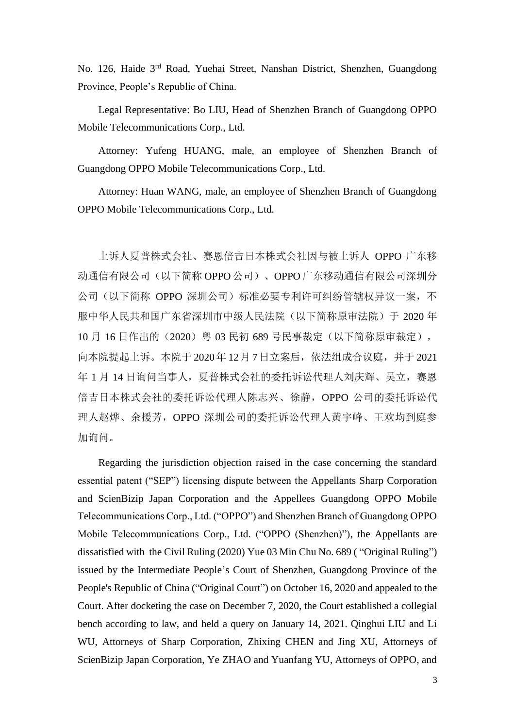No. 126, Haide 3rd Road, Yuehai Street, Nanshan District, Shenzhen, Guangdong Province, People's Republic of China.

Legal Representative: Bo LIU, Head of Shenzhen Branch of Guangdong OPPO Mobile Telecommunications Corp., Ltd.

Attorney: Yufeng HUANG, male, an employee of Shenzhen Branch of Guangdong OPPO Mobile Telecommunications Corp., Ltd.

Attorney: Huan WANG, male, an employee of Shenzhen Branch of Guangdong OPPO Mobile Telecommunications Corp., Ltd.

上诉人夏普株式会社、赛恩倍吉日本株式会社因与被上诉人 OPPO 广东移动通信有限公司（以下简称 OPPO 公司）、OPPO 广东移动通信有限公司深圳分公司（以下简称 OPPO 深圳公司）标准必要专利许可纠纷管辖权异议一案，不服中华人民共和国广东省深圳市中级人民法院（以下简称原审法院）于 2020 年 10 月 16 日作出的（2020）粤 03 民初 689 号民事裁定（以下简称原审裁定），向本院提起上诉。本院于 2020 年 12 月 7 日立案后，依法组成合议庭，并于 2021 年 1 月 14 日询问当事人，夏普株式会社的委托诉讼代理人刘庆辉、吴立，赛恩倍吉日本株式会社的委托诉讼代理人陈志兴、徐静，OPPO 公司的委托诉讼代理人赵烨、余援芳，OPPO 深圳公司的委托诉讼代理人黄宇峰、王欢均到庭参加询问。

Regarding the jurisdiction objection raised in the case concerning the standard essential patent ("SEP") licensing dispute between the Appellants Sharp Corporation and ScienBizip Japan Corporation and the Appellees Guangdong OPPO Mobile Telecommunications Corp., Ltd. ("OPPO") and Shenzhen Branch of Guangdong OPPO Mobile Telecommunications Corp., Ltd. ("OPPO (Shenzhen)"), the Appellants are dissatisfied with the Civil Ruling (2020) Yue 03 Min Chu No. 689 ( "Original Ruling") issued by the Intermediate People's Court of Shenzhen, Guangdong Province of the People's Republic of China ("Original Court") on October 16, 2020 and appealed to the Court. After docketing the case on December 7, 2020, the Court established a collegial bench according to law, and held a query on January 14, 2021. Qinghui LIU and Li WU, Attorneys of Sharp Corporation, Zhixing CHEN and Jing XU, Attorneys of ScienBizip Japan Corporation, Ye ZHAO and Yuanfang YU, Attorneys of OPPO, and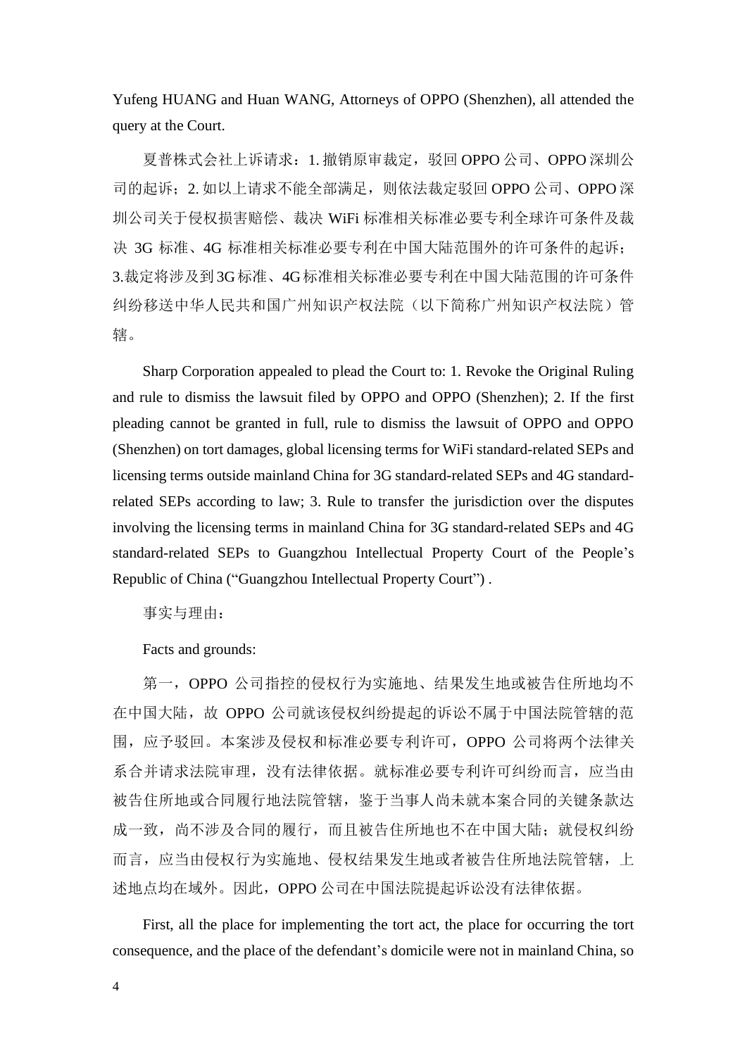Yufeng HUANG and Huan WANG, Attorneys of OPPO (Shenzhen), all attended the query at the Court.

夏普株式会社上诉请求：1. 撤销原审裁定，驳回 OPPO 公司、OPPO 深圳公司的起诉；2. 如以上请求不能全部满足，则依法裁定驳回 OPPO 公司、OPPO 深圳公司关于侵权损害赔偿、裁决 WiFi 标准相关标准必要专利全球许可条件及裁决 3G 标准、4G 标准相关标准必要专利在中国大陆范围外的许可条件的起诉；3.裁定将涉及到 3G 标准、4G 标准相关标准必要专利在中国大陆范围的许可条件纠纷移送中华人民共和国广州知识产权法院（以下简称广州知识产权法院）管辖。

Sharp Corporation appealed to plead the Court to: 1. Revoke the Original Ruling and rule to dismiss the lawsuit filed by OPPO and OPPO (Shenzhen); 2. If the first pleading cannot be granted in full, rule to dismiss the lawsuit of OPPO and OPPO (Shenzhen) on tort damages, global licensing terms for WiFi standard-related SEPs and licensing terms outside mainland China for 3G standard-related SEPs and 4G standard-related SEPs according to law; 3. Rule to transfer the jurisdiction over the disputes involving the licensing terms in mainland China for 3G standard-related SEPs and 4G standard-related SEPs to Guangzhou Intellectual Property Court of the People's Republic of China ("Guangzhou Intellectual Property Court") .

事实与理由：

Facts and grounds:

第一，OPPO 公司指控的侵权行为实施地、结果发生地或被告住所地均不在中国大陆，故 OPPO 公司就该侵权纠纷提起的诉讼不属于中国法院管辖的范围，应予驳回。本案涉及侵权和标准必要专利许可，OPPO 公司将两个法律关系合并请求法院审理，没有法律依据。就标准必要专利许可纠纷而言，应当由被告住所地或合同履行地法院管辖，鉴于当事人尚未就本案合同的关键条款达成一致，尚不涉及合同的履行，而且被告住所地也不在中国大陆；就侵权纠纷而言，应当由侵权行为实施地、侵权结果发生地或者被告住所地法院管辖，上述地点均在域外。因此，OPPO 公司在中国法院提起诉讼没有法律依据。

First, all the place for implementing the tort act, the place for occurring the tort consequence, and the place of the defendant's domicile were not in mainland China, so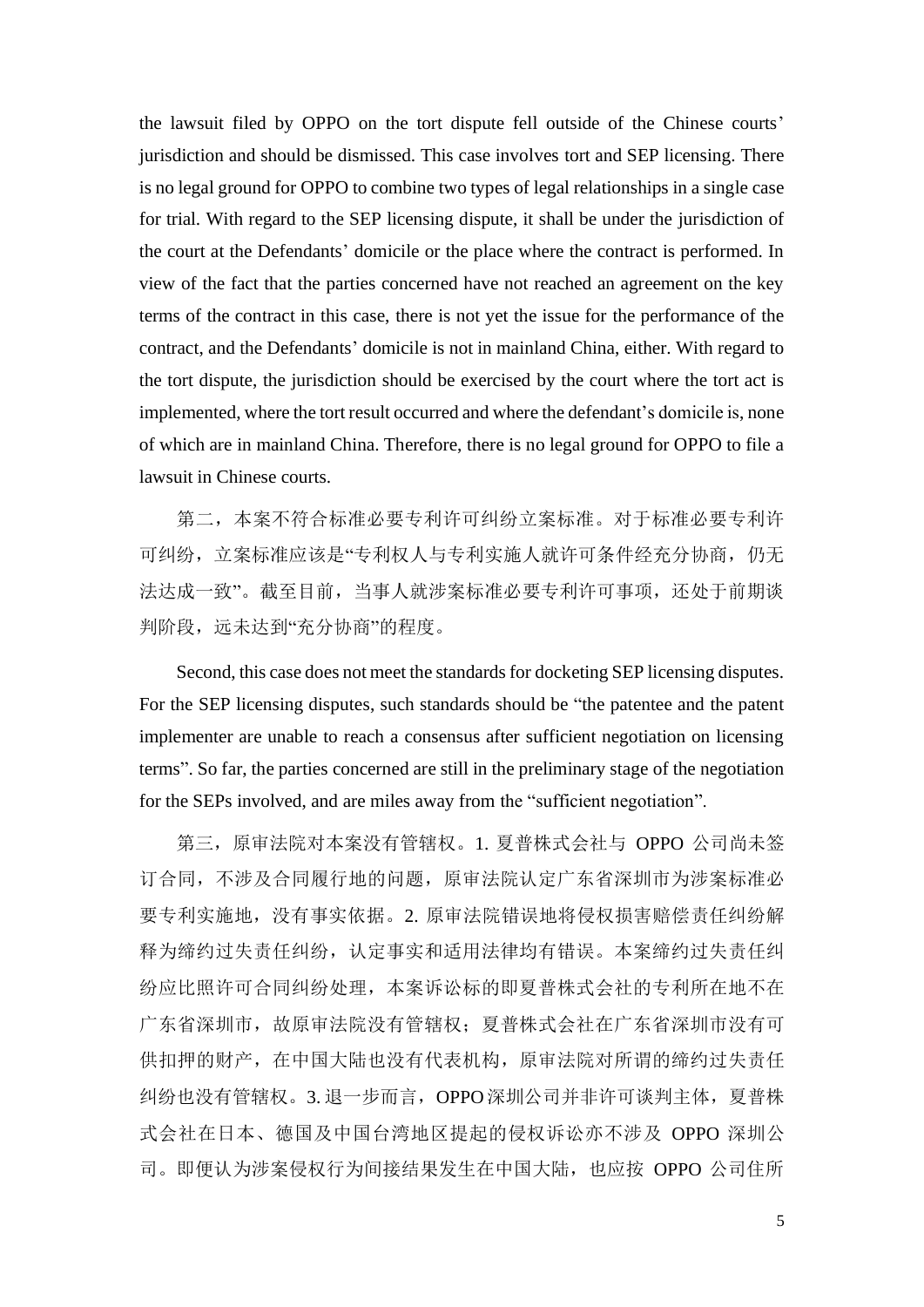the lawsuit filed by OPPO on the tort dispute fell outside of the Chinese courts' jurisdiction and should be dismissed. This case involves tort and SEP licensing. There is no legal ground for OPPO to combine two types of legal relationships in a single case for trial. With regard to the SEP licensing dispute, it shall be under the jurisdiction of the court at the Defendants' domicile or the place where the contract is performed. In view of the fact that the parties concerned have not reached an agreement on the key terms of the contract in this case, there is not yet the issue for the performance of the contract, and the Defendants' domicile is not in mainland China, either. With regard to the tort dispute, the jurisdiction should be exercised by the court where the tort act is implemented, where the tort result occurred and where the defendant's domicile is, none of which are in mainland China. Therefore, there is no legal ground for OPPO to file a lawsuit in Chinese courts.

第二，本案不符合标准必要专利许可纠纷立案标准。对于标准必要专利许可纠纷，立案标准应该是"专利权人与专利实施人就许可条件经充分协商，仍无法达成一致"。截至目前，当事人就涉案标准必要专利许可事项，还处于前期谈判阶段，远未达到"充分协商"的程度。

Second, this case does not meet the standards for docketing SEP licensing disputes. For the SEP licensing disputes, such standards should be "the patentee and the patent implementer are unable to reach a consensus after sufficient negotiation on licensing terms". So far, the parties concerned are still in the preliminary stage of the negotiation for the SEPs involved, and are miles away from the "sufficient negotiation".

第三，原审法院对本案没有管辖权。1. 夏普株式会社与 OPPO 公司尚未签订合同，不涉及合同履行地的问题，原审法院认定广东省深圳市为涉案标准必要专利实施地，没有事实依据。2. 原审法院错误地将侵权损害赔偿责任纠纷解释为缔约过失责任纠纷，认定事实和适用法律均有错误。本案缔约过失责任纠纷应比照许可合同纠纷处理，本案诉讼标的即夏普株式会社的专利所在地不在广东省深圳市，故原审法院没有管辖权；夏普株式会社在广东省深圳市没有可供扣押的财产，在中国大陆也没有代表机构，原审法院对所谓的缔约过失责任纠纷也没有管辖权。3. 退一步而言，OPPO 深圳公司并非许可谈判主体，夏普株式会社在日本、德国及中国台湾地区提起的侵权诉讼亦不涉及 OPPO 深圳公司。即便认为涉案侵权行为间接结果发生在中国大陆，也应按 OPPO 公司住所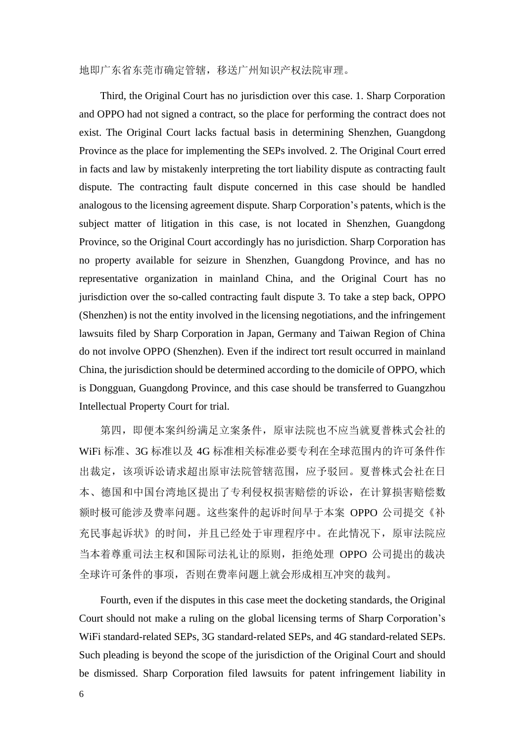地即广东省东莞市确定管辖，移送广州知识产权法院审理。

Third, the Original Court has no jurisdiction over this case. 1. Sharp Corporation and OPPO had not signed a contract, so the place for performing the contract does not exist. The Original Court lacks factual basis in determining Shenzhen, Guangdong Province as the place for implementing the SEPs involved. 2. The Original Court erred in facts and law by mistakenly interpreting the tort liability dispute as contracting fault dispute. The contracting fault dispute concerned in this case should be handled analogous to the licensing agreement dispute. Sharp Corporation's patents, which is the subject matter of litigation in this case, is not located in Shenzhen, Guangdong Province, so the Original Court accordingly has no jurisdiction. Sharp Corporation has no property available for seizure in Shenzhen, Guangdong Province, and has no representative organization in mainland China, and the Original Court has no jurisdiction over the so-called contracting fault dispute 3. To take a step back, OPPO (Shenzhen) is not the entity involved in the licensing negotiations, and the infringement lawsuits filed by Sharp Corporation in Japan, Germany and Taiwan Region of China do not involve OPPO (Shenzhen). Even if the indirect tort result occurred in mainland China, the jurisdiction should be determined according to the domicile of OPPO, which is Dongguan, Guangdong Province, and this case should be transferred to Guangzhou Intellectual Property Court for trial.

第四，即便本案纠纷满足立案条件，原审法院也不应当就夏普株式会社的 WiFi 标准、3G 标准以及 4G 标准相关标准必要专利在全球范围内的许可条件作出裁定，该项诉讼请求超出原审法院管辖范围，应予驳回。夏普株式会社在日本、德国和中国台湾地区提出了专利侵权损害赔偿的诉讼，在计算损害赔偿数额时极可能涉及费率问题。这些案件的起诉时间早于本案 OPPO 公司提交《补充民事起诉状》的时间，并且已经处于审理程序中。在此情况下，原审法院应当本着尊重司法主权和国际司法礼让的原则，拒绝处理 OPPO 公司提出的裁决全球许可条件的事项，否则在费率问题上就会形成相互冲突的裁判。

Fourth, even if the disputes in this case meet the docketing standards, the Original Court should not make a ruling on the global licensing terms of Sharp Corporation's WiFi standard-related SEPs, 3G standard-related SEPs, and 4G standard-related SEPs. Such pleading is beyond the scope of the jurisdiction of the Original Court and should be dismissed. Sharp Corporation filed lawsuits for patent infringement liability in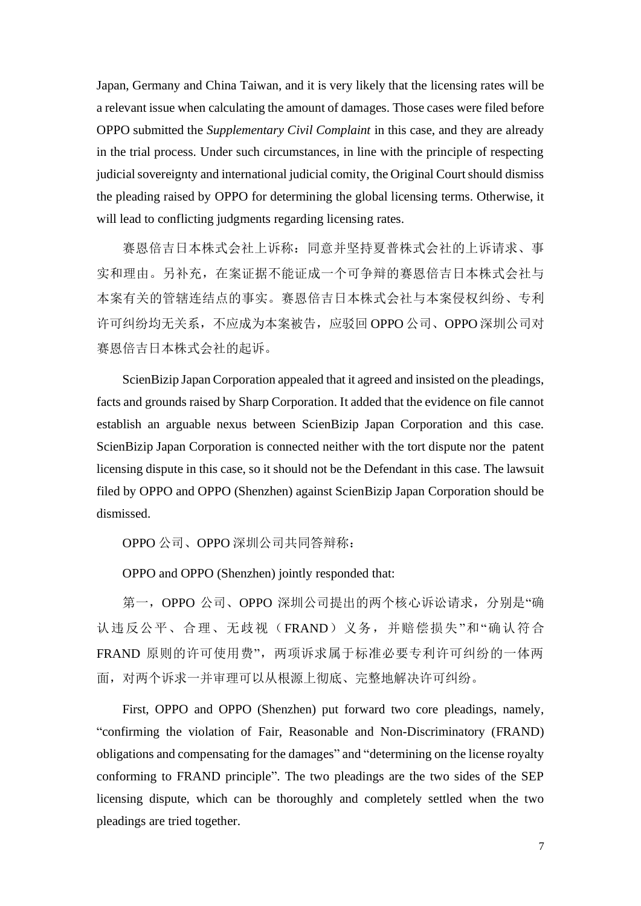Japan, Germany and China Taiwan, and it is very likely that the licensing rates will be a relevant issue when calculating the amount of damages. Those cases were filed before OPPO submitted the *Supplementary Civil Complaint* in this case, and they are already in the trial process. Under such circumstances, in line with the principle of respecting judicial sovereignty and international judicial comity, the Original Court should dismiss the pleading raised by OPPO for determining the global licensing terms. Otherwise, it will lead to conflicting judgments regarding licensing rates.

赛恩倍吉日本株式会社上诉称：同意并坚持夏普株式会社的上诉请求、事实和理由。另补充，在案证据不能证成一个可争辩的赛恩倍吉日本株式会社与本案有关的管辖连结点的事实。赛恩倍吉日本株式会社与本案侵权纠纷、专利许可纠纷均无关系，不应成为本案被告，应驳回 OPPO 公司、OPPO 深圳公司对赛恩倍吉日本株式会社的起诉。

ScienBizip Japan Corporation appealed that it agreed and insisted on the pleadings, facts and grounds raised by Sharp Corporation. It added that the evidence on file cannot establish an arguable nexus between ScienBizip Japan Corporation and this case. ScienBizip Japan Corporation is connected neither with the tort dispute nor the patent licensing dispute in this case, so it should not be the Defendant in this case. The lawsuit filed by OPPO and OPPO (Shenzhen) against ScienBizip Japan Corporation should be dismissed.

OPPO 公司、OPPO 深圳公司共同答辩称：

OPPO and OPPO (Shenzhen) jointly responded that:

第一，OPPO 公司、OPPO 深圳公司提出的两个核心诉讼请求，分别是"确认违反公平、合理、无歧视（FRAND）义务，并赔偿损失"和"确认符合 FRAND 原则的许可使用费"，两项诉求属于标准必要专利许可纠纷的一体两面，对两个诉求一并审理可以从根源上彻底、完整地解决许可纠纷。

First, OPPO and OPPO (Shenzhen) put forward two core pleadings, namely, "confirming the violation of Fair, Reasonable and Non-Discriminatory (FRAND) obligations and compensating for the damages" and "determining on the license royalty conforming to FRAND principle". The two pleadings are the two sides of the SEP licensing dispute, which can be thoroughly and completely settled when the two pleadings are tried together.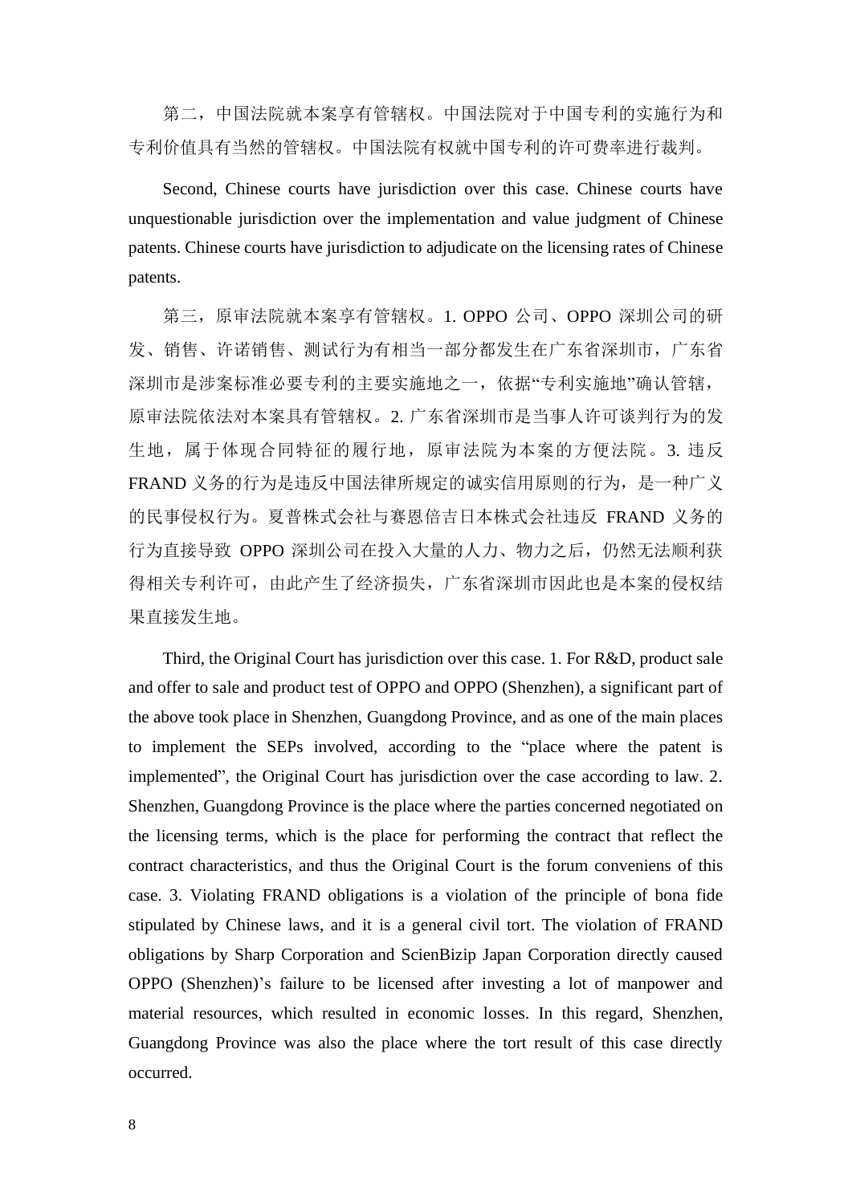第二，中国法院就本案享有管辖权。中国法院对于中国专利的实施行为和专利价值具有当然的管辖权。中国法院有权就中国专利的许可费率进行裁判。

Second, Chinese courts have jurisdiction over this case. Chinese courts have unquestionable jurisdiction over the implementation and value judgment of Chinese patents. Chinese courts have jurisdiction to adjudicate on the licensing rates of Chinese patents.

第三，原审法院就本案享有管辖权。1. OPPO 公司、OPPO 深圳公司的研发、销售、许诺销售、测试行为有相当一部分都发生在广东省深圳市，广东省深圳市是涉案标准必要专利的主要实施地之一，依据"专利实施地"确认管辖，原审法院依法对本案具有管辖权。2. 广东省深圳市是当事人许可谈判行为的发生地，属于体现合同特征的履行地，原审法院为本案的方便法院。3. 违反 FRAND 义务的行为是违反中国法律所规定的诚实信用原则的行为，是一种广义的民事侵权行为。夏普株式会社与赛恩倍吉日本株式会社违反 FRAND 义务的行为直接导致 OPPO 深圳公司在投入大量的人力、物力之后，仍然无法顺利获得相关专利许可，由此产生了经济损失，广东省深圳市因此也是本案的侵权结果直接发生地。

Third, the Original Court has jurisdiction over this case. 1. For R&D, product sale and offer to sale and product test of OPPO and OPPO (Shenzhen), a significant part of the above took place in Shenzhen, Guangdong Province, and as one of the main places to implement the SEPs involved, according to the "place where the patent is implemented", the Original Court has jurisdiction over the case according to law. 2. Shenzhen, Guangdong Province is the place where the parties concerned negotiated on the licensing terms, which is the place for performing the contract that reflect the contract characteristics, and thus the Original Court is the forum conveniens of this case. 3. Violating FRAND obligations is a violation of the principle of bona fide stipulated by Chinese laws, and it is a general civil tort. The violation of FRAND obligations by Sharp Corporation and ScienBizip Japan Corporation directly caused OPPO (Shenzhen)'s failure to be licensed after investing a lot of manpower and material resources, which resulted in economic losses. In this regard, Shenzhen, Guangdong Province was also the place where the tort result of this case directly occurred.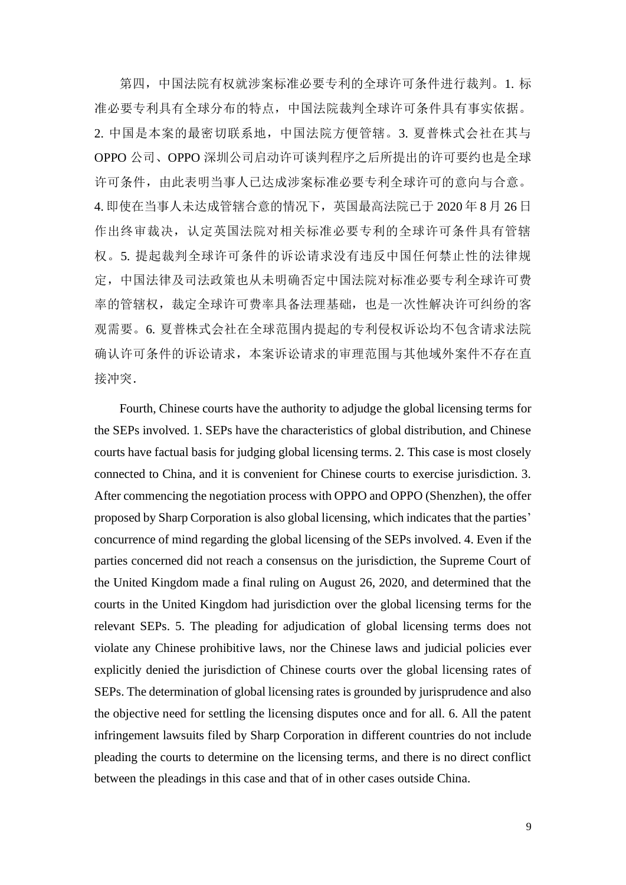第四，中国法院有权就涉案标准必要专利的全球许可条件进行裁判。1. 标准必要专利具有全球分布的特点，中国法院裁判全球许可条件具有事实依据。2. 中国是本案的最密切联系地，中国法院方便管辖。3. 夏普株式会社在其与 OPPO 公司、OPPO 深圳公司启动许可谈判程序之后所提出的许可要约也是全球许可条件，由此表明当事人已达成涉案标准必要专利全球许可的意向与合意。4. 即使在当事人未达成管辖合意的情况下，英国最高法院已于 2020 年 8 月 26 日作出终审裁决，认定英国法院对相关标准必要专利的全球许可条件具有管辖权。5. 提起裁判全球许可条件的诉讼请求没有违反中国任何禁止性的法律规定，中国法律及司法政策也从未明确否定中国法院对标准必要专利全球许可费率的管辖权，裁定全球许可费率具备法理基础，也是一次性解决许可纠纷的客观需要。6. 夏普株式会社在全球范围内提起的专利侵权诉讼均不包含请求法院确认许可条件的诉讼请求，本案诉讼请求的审理范围与其他域外案件不存在直接冲突.

Fourth, Chinese courts have the authority to adjudge the global licensing terms for the SEPs involved. 1. SEPs have the characteristics of global distribution, and Chinese courts have factual basis for judging global licensing terms. 2. This case is most closely connected to China, and it is convenient for Chinese courts to exercise jurisdiction. 3. After commencing the negotiation process with OPPO and OPPO (Shenzhen), the offer proposed by Sharp Corporation is also global licensing, which indicates that the parties' concurrence of mind regarding the global licensing of the SEPs involved. 4. Even if the parties concerned did not reach a consensus on the jurisdiction, the Supreme Court of the United Kingdom made a final ruling on August 26, 2020, and determined that the courts in the United Kingdom had jurisdiction over the global licensing terms for the relevant SEPs. 5. The pleading for adjudication of global licensing terms does not violate any Chinese prohibitive laws, nor the Chinese laws and judicial policies ever explicitly denied the jurisdiction of Chinese courts over the global licensing rates of SEPs. The determination of global licensing rates is grounded by jurisprudence and also the objective need for settling the licensing disputes once and for all. 6. All the patent infringement lawsuits filed by Sharp Corporation in different countries do not include pleading the courts to determine on the licensing terms, and there is no direct conflict between the pleadings in this case and that of in other cases outside China.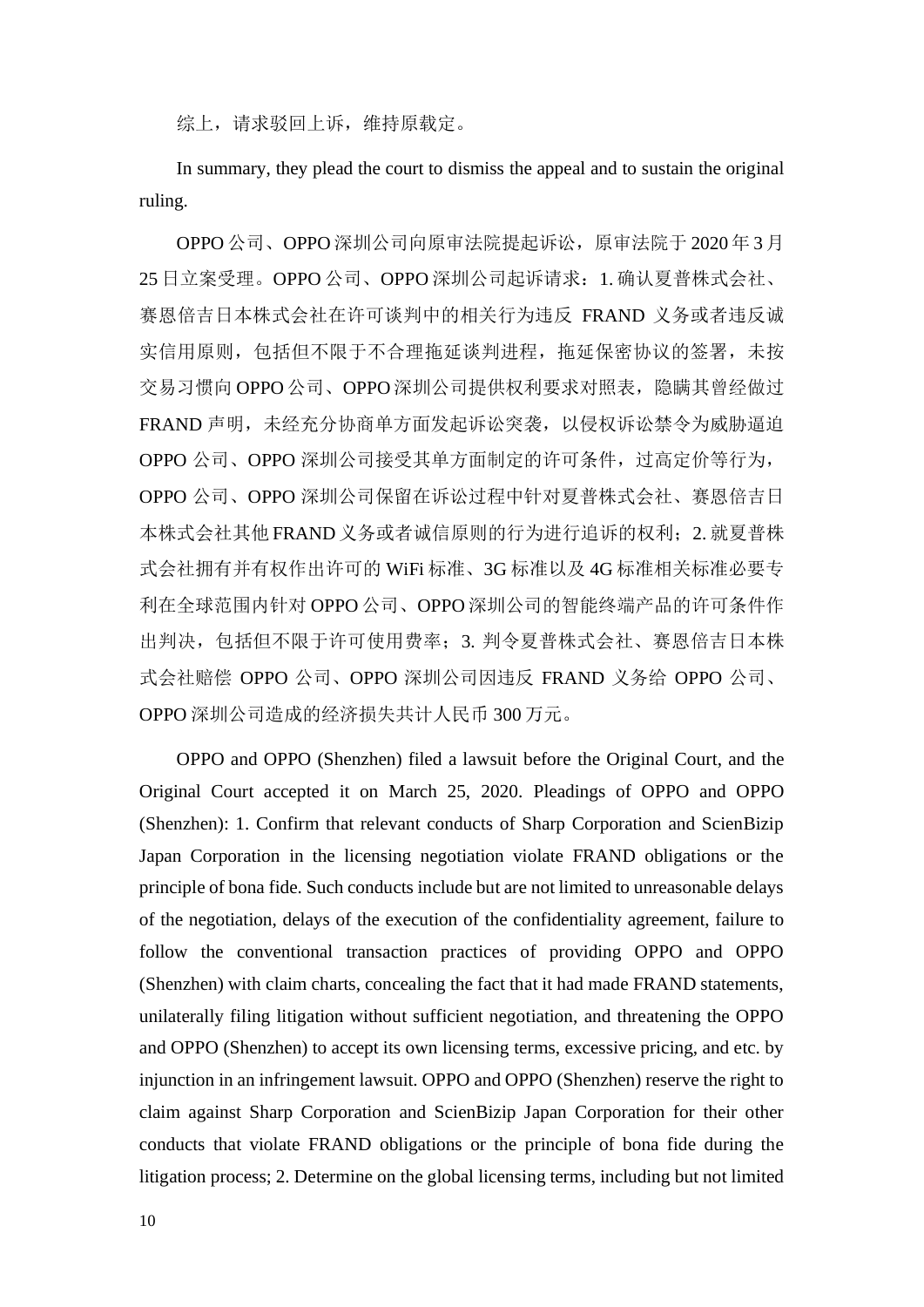综上，请求驳回上诉，维持原裁定。

In summary, they plead the court to dismiss the appeal and to sustain the original ruling.

OPPO公司、OPPO深圳公司向原审法院提起诉讼，原审法院于2020年3月25日立案受理。OPPO公司、OPPO深圳公司起诉请求：1.确认夏普株式会社、赛恩倍吉日本株式会社在许可谈判中的相关行为违反 FRAND 义务或者违反诚实信用原则，包括但不限于不合理拖延谈判进程，拖延保密协议的签署，未按交易习惯向OPPO公司、OPPO深圳公司提供权利要求对照表，隐瞒其曾经做过FRAND声明，未经充分协商单方面发起诉讼突袭，以侵权诉讼禁令为威胁逼迫OPPO公司、OPPO深圳公司接受其单方面制定的许可条件，过高定价等行为，OPPO公司、OPPO深圳公司保留在诉讼过程中针对夏普株式会社、赛恩倍吉日本株式会社其他FRAND义务或者诚信原则的行为进行追诉的权利；2.就夏普株式会社拥有并有权作出许可的WiFi标准、3G标准以及4G标准相关标准必要专利在全球范围内针对OPPO公司、OPPO深圳公司的智能终端产品的许可条件作出判决，包括但不限于许可使用费率；3. 判令夏普株式会社、赛恩倍吉日本株式会社赔偿 OPPO 公司、OPPO 深圳公司因违反 FRAND 义务给 OPPO 公司、OPPO深圳公司造成的经济损失共计人民币300万元。

OPPO and OPPO (Shenzhen) filed a lawsuit before the Original Court, and the Original Court accepted it on March 25, 2020. Pleadings of OPPO and OPPO (Shenzhen): 1. Confirm that relevant conducts of Sharp Corporation and ScienBizip Japan Corporation in the licensing negotiation violate FRAND obligations or the principle of bona fide. Such conducts include but are not limited to unreasonable delays of the negotiation, delays of the execution of the confidentiality agreement, failure to follow the conventional transaction practices of providing OPPO and OPPO (Shenzhen) with claim charts, concealing the fact that it had made FRAND statements, unilaterally filing litigation without sufficient negotiation, and threatening the OPPO and OPPO (Shenzhen) to accept its own licensing terms, excessive pricing, and etc. by injunction in an infringement lawsuit. OPPO and OPPO (Shenzhen) reserve the right to claim against Sharp Corporation and ScienBizip Japan Corporation for their other conducts that violate FRAND obligations or the principle of bona fide during the litigation process; 2. Determine on the global licensing terms, including but not limited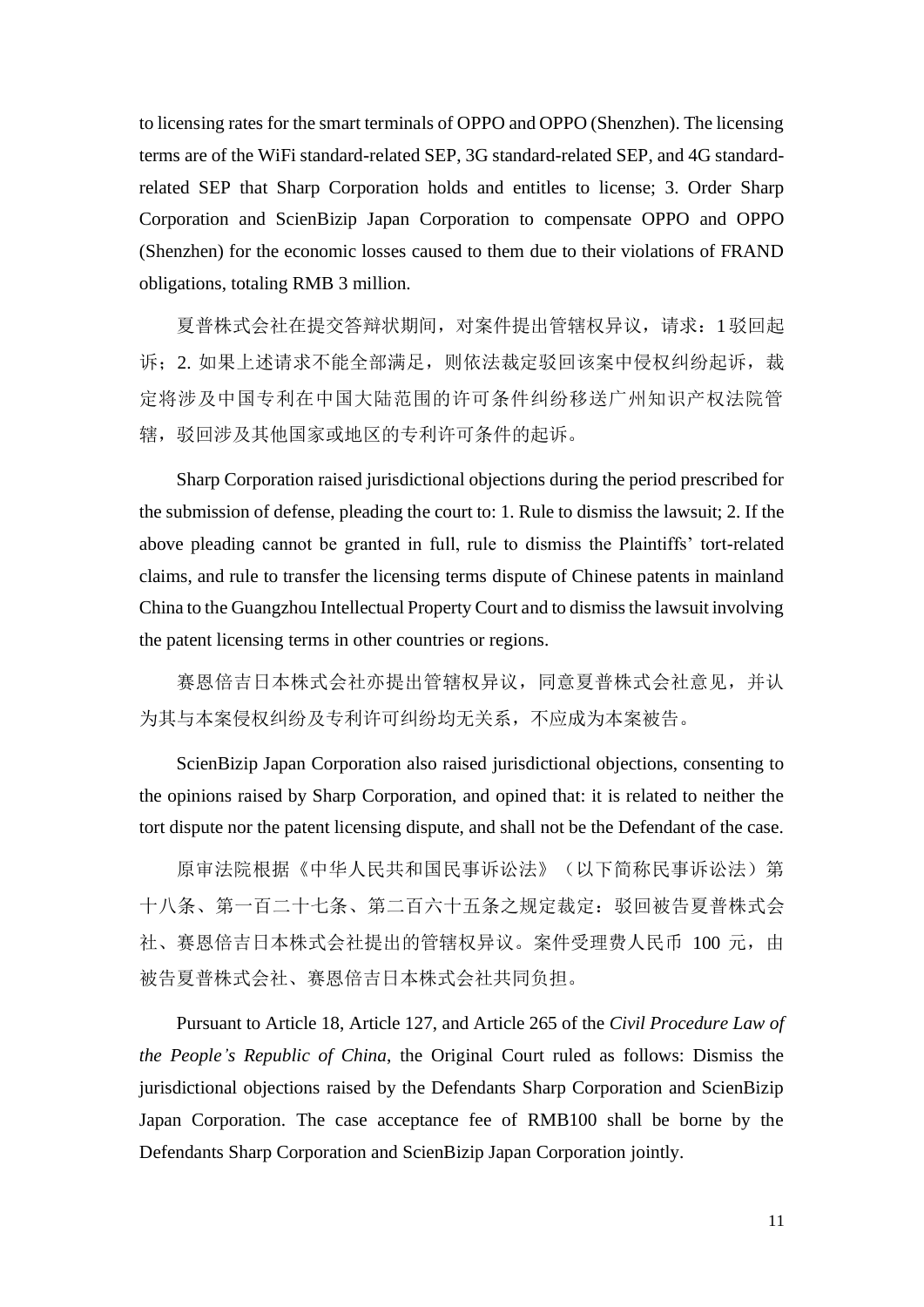to licensing rates for the smart terminals of OPPO and OPPO (Shenzhen). The licensing terms are of the WiFi standard-related SEP, 3G standard-related SEP, and 4G standard-related SEP that Sharp Corporation holds and entitles to license; 3. Order Sharp Corporation and ScienBizip Japan Corporation to compensate OPPO and OPPO (Shenzhen) for the economic losses caused to them due to their violations of FRAND obligations, totaling RMB 3 million.

夏普株式会社在提交答辩状期间，对案件提出管辖权异议，请求：1 驳回起诉；2. 如果上述请求不能全部满足，则依法裁定驳回该案中侵权纠纷起诉，裁定将涉及中国专利在中国大陆范围的许可条件纠纷移送广州知识产权法院管辖，驳回涉及其他国家或地区的专利许可条件的起诉。

Sharp Corporation raised jurisdictional objections during the period prescribed for the submission of defense, pleading the court to: 1. Rule to dismiss the lawsuit; 2. If the above pleading cannot be granted in full, rule to dismiss the Plaintiffs' tort-related claims, and rule to transfer the licensing terms dispute of Chinese patents in mainland China to the Guangzhou Intellectual Property Court and to dismiss the lawsuit involving the patent licensing terms in other countries or regions.

赛恩倍吉日本株式会社亦提出管辖权异议，同意夏普株式会社意见，并认为其与本案侵权纠纷及专利许可纠纷均无关系，不应成为本案被告。

ScienBizip Japan Corporation also raised jurisdictional objections, consenting to the opinions raised by Sharp Corporation, and opined that: it is related to neither the tort dispute nor the patent licensing dispute, and shall not be the Defendant of the case.

原审法院根据《中华人民共和国民事诉讼法》（以下简称民事诉讼法）第十八条、第一百二十七条、第二百六十五条之规定裁定：驳回被告夏普株式会社、赛恩倍吉日本株式会社提出的管辖权异议。案件受理费人民币 100 元，由被告夏普株式会社、赛恩倍吉日本株式会社共同负担。

Pursuant to Article 18, Article 127, and Article 265 of the *Civil Procedure Law of the People's Republic of China*, the Original Court ruled as follows: Dismiss the jurisdictional objections raised by the Defendants Sharp Corporation and ScienBizip Japan Corporation. The case acceptance fee of RMB100 shall be borne by the Defendants Sharp Corporation and ScienBizip Japan Corporation jointly.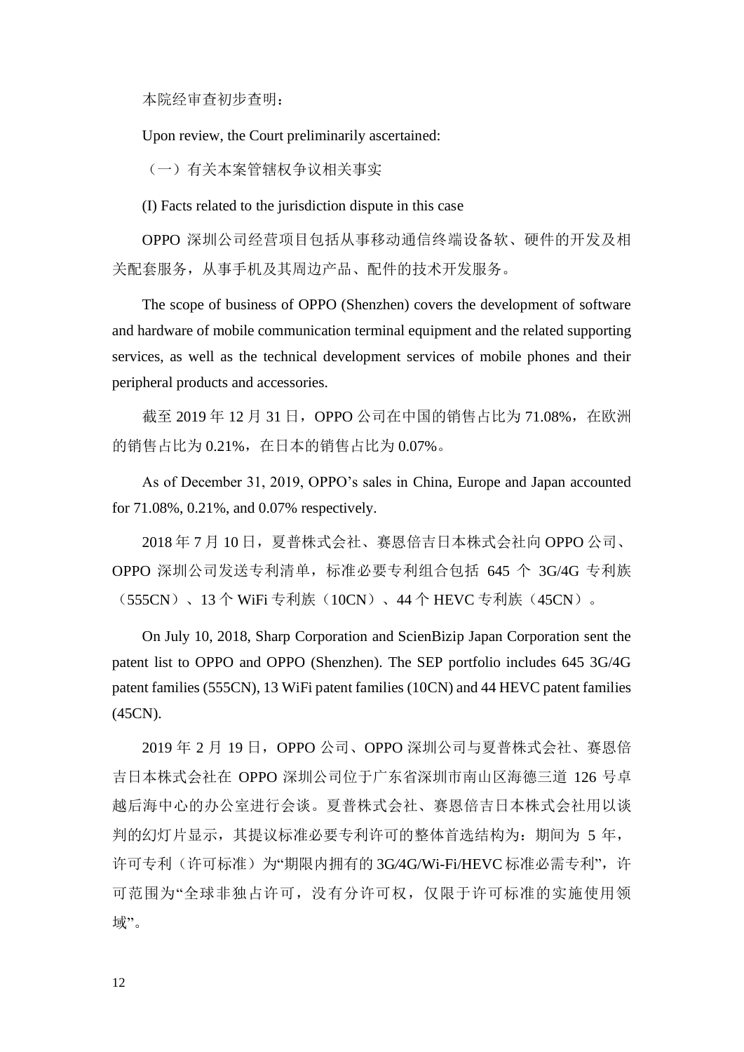本院经审查初步查明：

Upon review, the Court preliminarily ascertained:

（一）有关本案管辖权争议相关事实

(I) Facts related to the jurisdiction dispute in this case

OPPO 深圳公司经营项目包括从事移动通信终端设备软、硬件的开发及相关配套服务，从事手机及其周边产品、配件的技术开发服务。

The scope of business of OPPO (Shenzhen) covers the development of software and hardware of mobile communication terminal equipment and the related supporting services, as well as the technical development services of mobile phones and their peripheral products and accessories.

截至 2019 年 12 月 31 日，OPPO 公司在中国的销售占比为 71.08%，在欧洲的销售占比为 0.21%，在日本的销售占比为 0.07%。

As of December 31, 2019, OPPO's sales in China, Europe and Japan accounted for 71.08%, 0.21%, and 0.07% respectively.

2018 年 7 月 10 日，夏普株式会社、赛恩倍吉日本株式会社向 OPPO 公司、OPPO 深圳公司发送专利清单，标准必要专利组合包括 645 个 3G/4G 专利族（555CN）、13 个 WiFi 专利族（10CN）、44 个 HEVC 专利族（45CN）。

On July 10, 2018, Sharp Corporation and ScienBizip Japan Corporation sent the patent list to OPPO and OPPO (Shenzhen). The SEP portfolio includes 645 3G/4G patent families (555CN), 13 WiFi patent families (10CN) and 44 HEVC patent families (45CN).

2019 年 2 月 19 日，OPPO 公司、OPPO 深圳公司与夏普株式会社、赛恩倍吉日本株式会社在 OPPO 深圳公司位于广东省深圳市南山区海德三道 126 号卓越后海中心的办公室进行会谈。夏普株式会社、赛恩倍吉日本株式会社用以谈判的幻灯片显示，其提议标准必要专利许可的整体首选结构为：期间为 5 年，许可专利（许可标准）为"期限内拥有的 3G/4G/Wi-Fi/HEVC 标准必需专利"，许可范围为"全球非独占许可，没有分许可权，仅限于许可标准的实施使用领域"。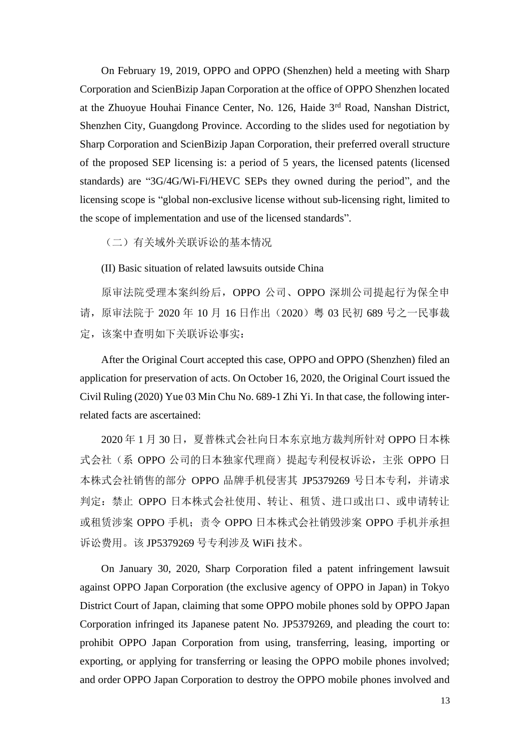On February 19, 2019, OPPO and OPPO (Shenzhen) held a meeting with Sharp Corporation and ScienBizip Japan Corporation at the office of OPPO Shenzhen located at the Zhuoyue Houhai Finance Center, No. 126, Haide 3rd Road, Nanshan District, Shenzhen City, Guangdong Province. According to the slides used for negotiation by Sharp Corporation and ScienBizip Japan Corporation, their preferred overall structure of the proposed SEP licensing is: a period of 5 years, the licensed patents (licensed standards) are "3G/4G/Wi-Fi/HEVC SEPs they owned during the period", and the licensing scope is "global non-exclusive license without sub-licensing right, limited to the scope of implementation and use of the licensed standards".

（二）有关域外关联诉讼的基本情况

(II) Basic situation of related lawsuits outside China

原审法院受理本案纠纷后，OPPO 公司、OPPO 深圳公司提起行为保全申请，原审法院于 2020 年 10 月 16 日作出（2020）粤 03 民初 689 号之一民事裁定，该案中查明如下关联诉讼事实：

After the Original Court accepted this case, OPPO and OPPO (Shenzhen) filed an application for preservation of acts. On October 16, 2020, the Original Court issued the Civil Ruling (2020) Yue 03 Min Chu No. 689-1 Zhi Yi. In that case, the following inter-related facts are ascertained:

2020 年 1 月 30 日，夏普株式会社向日本东京地方裁判所针对 OPPO 日本株式会社（系 OPPO 公司的日本独家代理商）提起专利侵权诉讼，主张 OPPO 日本株式会社销售的部分 OPPO 品牌手机侵害其 JP5379269 号日本专利，并请求判定：禁止 OPPO 日本株式会社使用、转让、租赁、进口或出口、或申请转让或租赁涉案 OPPO 手机；责令 OPPO 日本株式会社销毁涉案 OPPO 手机并承担诉讼费用。该 JP5379269 号专利涉及 WiFi 技术。

On January 30, 2020, Sharp Corporation filed a patent infringement lawsuit against OPPO Japan Corporation (the exclusive agency of OPPO in Japan) in Tokyo District Court of Japan, claiming that some OPPO mobile phones sold by OPPO Japan Corporation infringed its Japanese patent No. JP5379269, and pleading the court to: prohibit OPPO Japan Corporation from using, transferring, leasing, importing or exporting, or applying for transferring or leasing the OPPO mobile phones involved; and order OPPO Japan Corporation to destroy the OPPO mobile phones involved and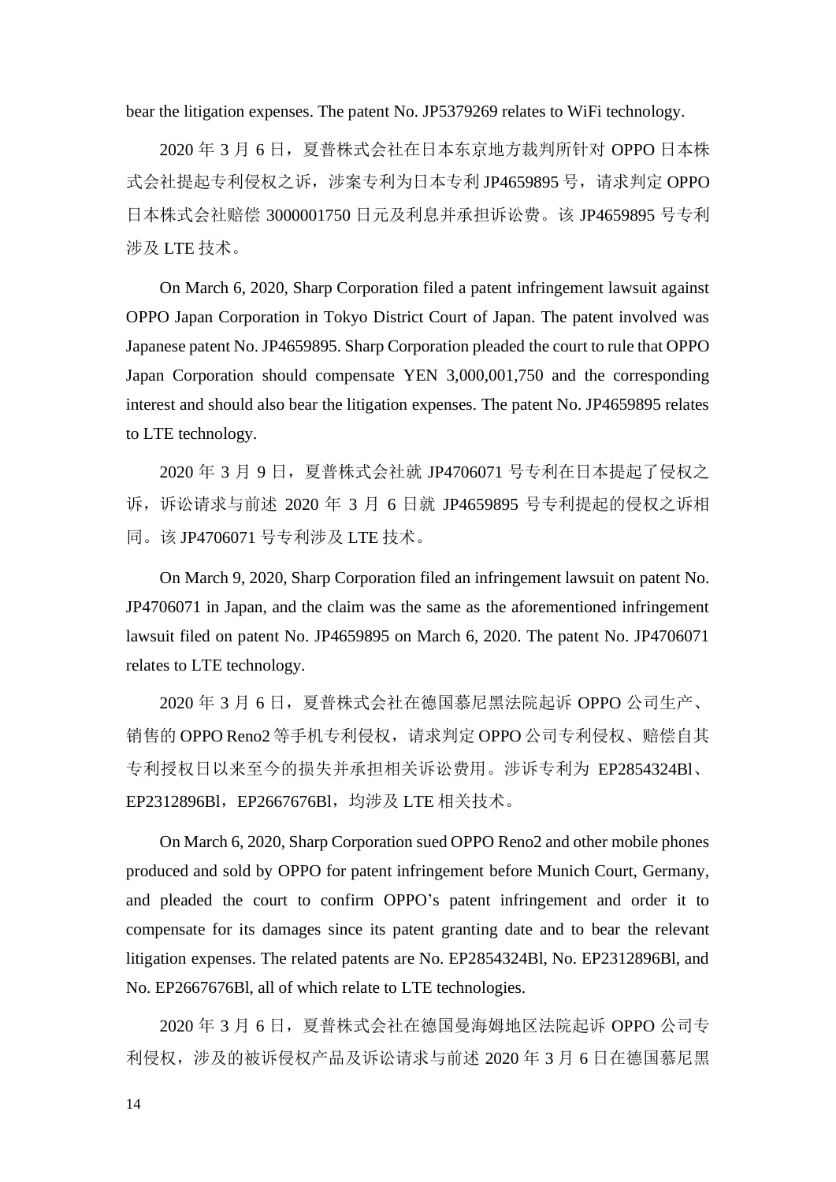bear the litigation expenses. The patent No. JP5379269 relates to WiFi technology.

2020 年 3 月 6 日，夏普株式会社在日本东京地方裁判所针对 OPPO 日本株式会社提起专利侵权之诉，涉案专利为日本专利 JP4659895 号，请求判定 OPPO 日本株式会社赔偿 3000001750 日元及利息并承担诉讼费。该 JP4659895 号专利涉及 LTE 技术。

On March 6, 2020, Sharp Corporation filed a patent infringement lawsuit against OPPO Japan Corporation in Tokyo District Court of Japan. The patent involved was Japanese patent No. JP4659895. Sharp Corporation pleaded the court to rule that OPPO Japan Corporation should compensate YEN 3,000,001,750 and the corresponding interest and should also bear the litigation expenses. The patent No. JP4659895 relates to LTE technology.

2020 年 3 月 9 日，夏普株式会社就 JP4706071 号专利在日本提起了侵权之诉，诉讼请求与前述 2020 年 3 月 6 日就 JP4659895 号专利提起的侵权之诉相同。该 JP4706071 号专利涉及 LTE 技术。

On March 9, 2020, Sharp Corporation filed an infringement lawsuit on patent No. JP4706071 in Japan, and the claim was the same as the aforementioned infringement lawsuit filed on patent No. JP4659895 on March 6, 2020. The patent No. JP4706071 relates to LTE technology.

2020 年 3 月 6 日，夏普株式会社在德国慕尼黑法院起诉 OPPO 公司生产、销售的 OPPO Reno2 等手机专利侵权，请求判定 OPPO 公司专利侵权、赔偿自其专利授权日以来至今的损失并承担相关诉讼费用。涉诉专利为 EP2854324Bl、EP2312896Bl，EP2667676Bl，均涉及 LTE 相关技术。

On March 6, 2020, Sharp Corporation sued OPPO Reno2 and other mobile phones produced and sold by OPPO for patent infringement before Munich Court, Germany, and pleaded the court to confirm OPPO's patent infringement and order it to compensate for its damages since its patent granting date and to bear the relevant litigation expenses. The related patents are No. EP2854324Bl, No. EP2312896Bl, and No. EP2667676Bl, all of which relate to LTE technologies.

2020 年 3 月 6 日，夏普株式会社在德国曼海姆地区法院起诉 OPPO 公司专利侵权，涉及的被诉侵权产品及诉讼请求与前述 2020 年 3 月 6 日在德国慕尼黑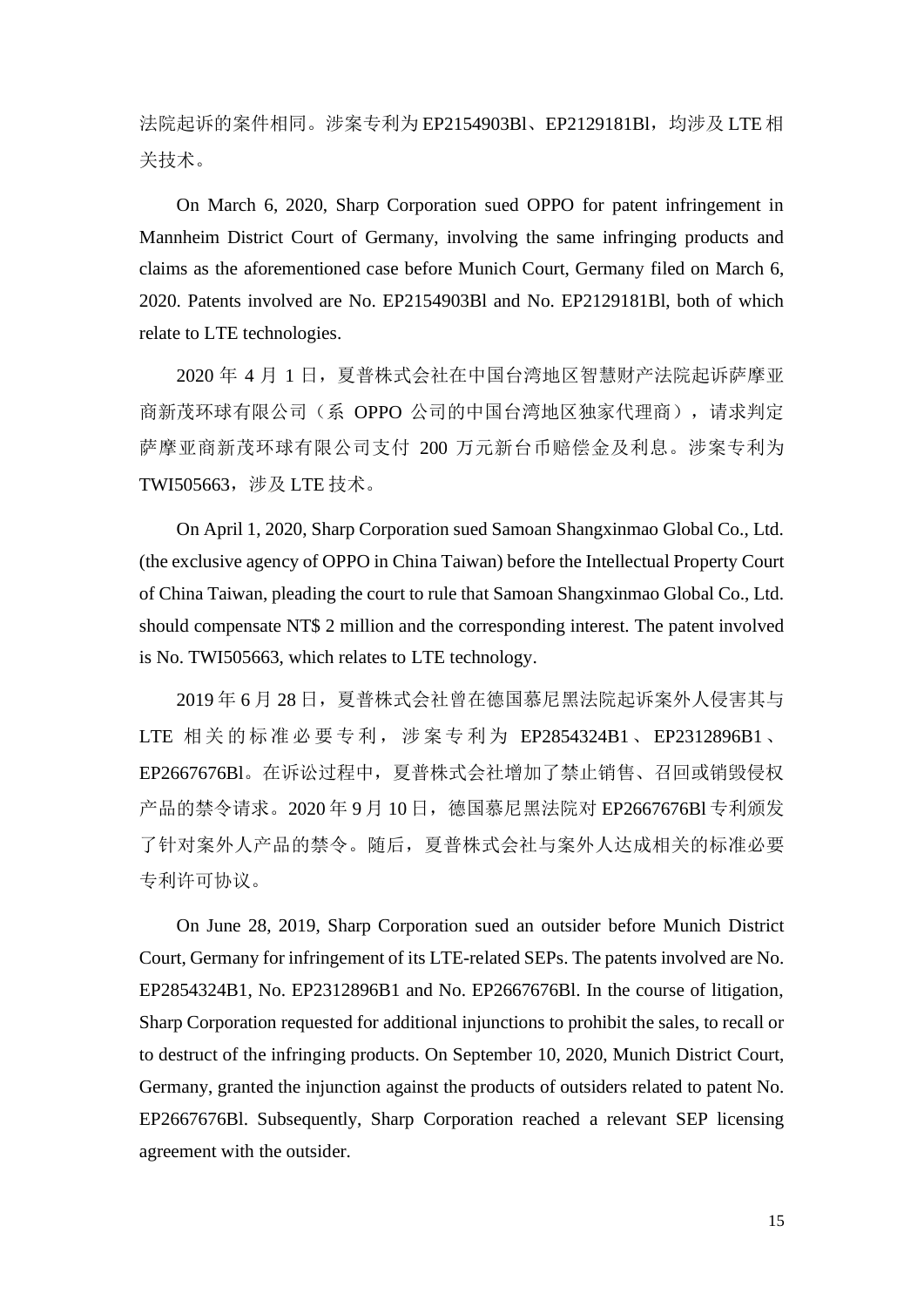法院起诉的案件相同。涉案专利为 EP2154903Bl、EP2129181Bl，均涉及 LTE 相关技术。

On March 6, 2020, Sharp Corporation sued OPPO for patent infringement in Mannheim District Court of Germany, involving the same infringing products and claims as the aforementioned case before Munich Court, Germany filed on March 6, 2020. Patents involved are No. EP2154903Bl and No. EP2129181Bl, both of which relate to LTE technologies.

2020 年 4 月 1 日，夏普株式会社在中国台湾地区智慧财产法院起诉萨摩亚商新茂环球有限公司（系 OPPO 公司的中国台湾地区独家代理商），请求判定萨摩亚商新茂环球有限公司支付 200 万元新台币赔偿金及利息。涉案专利为 TWI505663，涉及 LTE 技术。

On April 1, 2020, Sharp Corporation sued Samoan Shangxinmao Global Co., Ltd. (the exclusive agency of OPPO in China Taiwan) before the Intellectual Property Court of China Taiwan, pleading the court to rule that Samoan Shangxinmao Global Co., Ltd. should compensate NT$ 2 million and the corresponding interest. The patent involved is No. TWI505663, which relates to LTE technology.

2019 年 6 月 28 日，夏普株式会社曾在德国慕尼黑法院起诉案外人侵害其与 LTE 相关的标准必要专利，涉案专利为 EP2854324B1、EP2312896B1、EP2667676Bl。在诉讼过程中，夏普株式会社增加了禁止销售、召回或销毁侵权产品的禁令请求。2020 年 9 月 10 日，德国慕尼黑法院对 EP2667676Bl 专利颁发了针对案外人产品的禁令。随后，夏普株式会社与案外人达成相关的标准必要专利许可协议。

On June 28, 2019, Sharp Corporation sued an outsider before Munich District Court, Germany for infringement of its LTE-related SEPs. The patents involved are No. EP2854324B1, No. EP2312896B1 and No. EP2667676Bl. In the course of litigation, Sharp Corporation requested for additional injunctions to prohibit the sales, to recall or to destruct of the infringing products. On September 10, 2020, Munich District Court, Germany, granted the injunction against the products of outsiders related to patent No. EP2667676Bl. Subsequently, Sharp Corporation reached a relevant SEP licensing agreement with the outsider.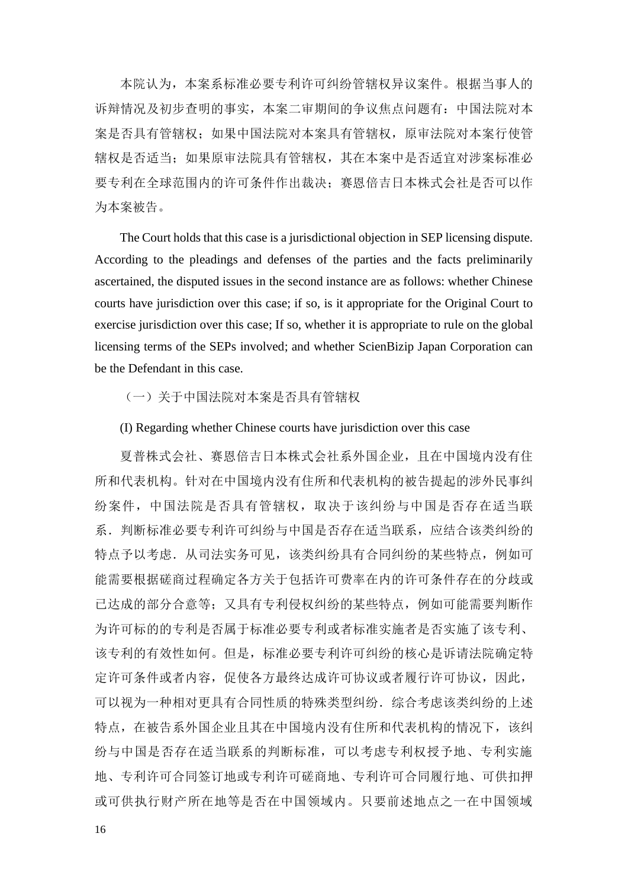本院认为，本案系标准必要专利许可纠纷管辖权异议案件。根据当事人的诉辩情况及初步查明的事实，本案二审期间的争议焦点问题有：中国法院对本案是否具有管辖权；如果中国法院对本案具有管辖权，原审法院对本案行使管辖权是否适当；如果原审法院具有管辖权，其在本案中是否适宜对涉案标准必要专利在全球范围内的许可条件作出裁决；赛恩倍吉日本株式会社是否可以作为本案被告。

The Court holds that this case is a jurisdictional objection in SEP licensing dispute. According to the pleadings and defenses of the parties and the facts preliminarily ascertained, the disputed issues in the second instance are as follows: whether Chinese courts have jurisdiction over this case; if so, is it appropriate for the Original Court to exercise jurisdiction over this case; If so, whether it is appropriate to rule on the global licensing terms of the SEPs involved; and whether ScienBizip Japan Corporation can be the Defendant in this case.

（一）关于中国法院对本案是否具有管辖权

(I) Regarding whether Chinese courts have jurisdiction over this case

夏普株式会社、赛恩倍吉日本株式会社系外国企业，且在中国境内没有住所和代表机构。针对在中国境内没有住所和代表机构的被告提起的涉外民事纠纷案件，中国法院是否具有管辖权，取决于该纠纷与中国是否存在适当联系．判断标准必要专利许可纠纷与中国是否存在适当联系，应结合该类纠纷的特点予以考虑．从司法实务可见，该类纠纷具有合同纠纷的某些特点，例如可能需要根据磋商过程确定各方关于包括许可费率在内的许可条件存在的分歧或已达成的部分合意等；又具有专利侵权纠纷的某些特点，例如可能需要判断作为许可标的的专利是否属于标准必要专利或者标准实施者是否实施了该专利、该专利的有效性如何。但是，标准必要专利许可纠纷的核心是诉请法院确定特定许可条件或者内容，促使各方最终达成许可协议或者履行许可协议，因此，可以视为一种相对更具有合同性质的特殊类型纠纷．综合考虑该类纠纷的上述特点，在被告系外国企业且其在中国境内没有住所和代表机构的情况下，该纠纷与中国是否存在适当联系的判断标准，可以考虑专利权授予地、专利实施地、专利许可合同签订地或专利许可磋商地、专利许可合同履行地、可供扣押或可供执行财产所在地等是否在中国领域内。只要前述地点之一在中国领域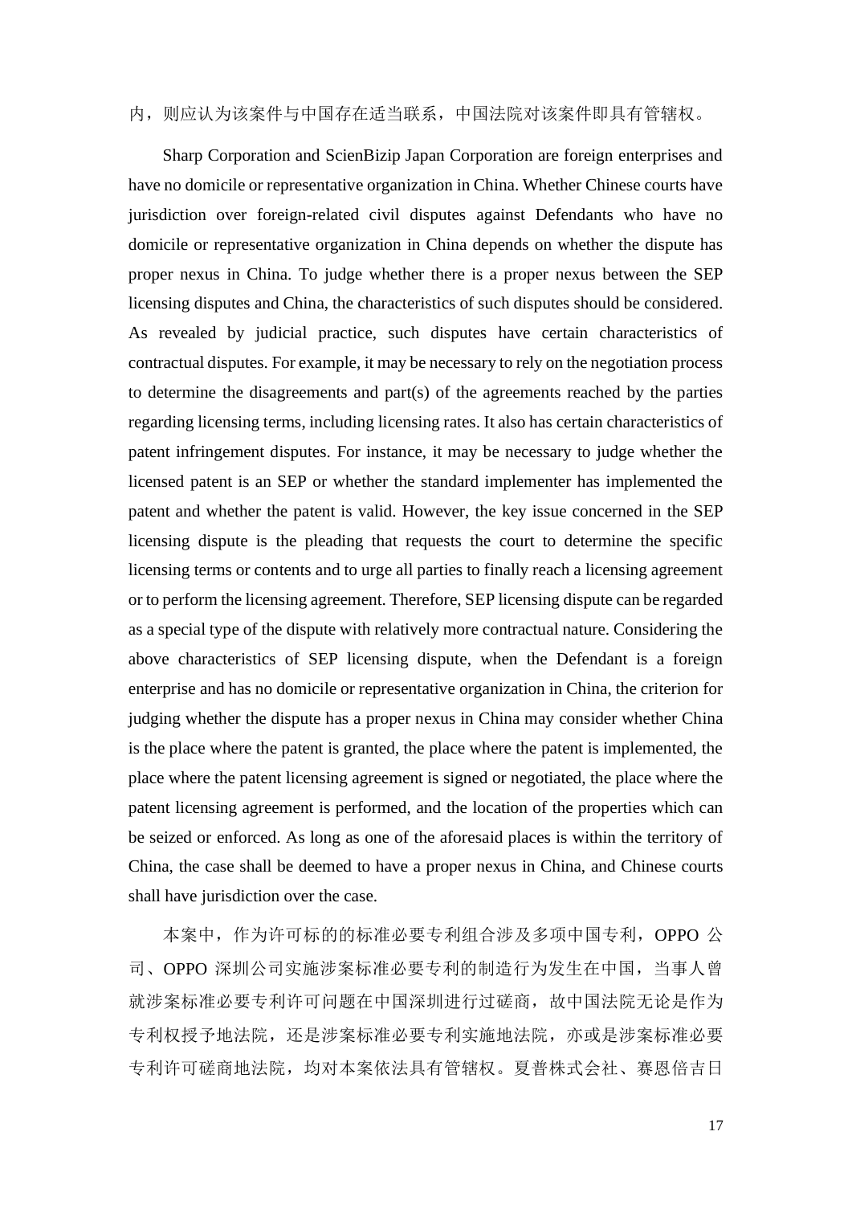内，则应认为该案件与中国存在适当联系，中国法院对该案件即具有管辖权。

Sharp Corporation and ScienBizip Japan Corporation are foreign enterprises and have no domicile or representative organization in China. Whether Chinese courts have jurisdiction over foreign-related civil disputes against Defendants who have no domicile or representative organization in China depends on whether the dispute has proper nexus in China. To judge whether there is a proper nexus between the SEP licensing disputes and China, the characteristics of such disputes should be considered. As revealed by judicial practice, such disputes have certain characteristics of contractual disputes. For example, it may be necessary to rely on the negotiation process to determine the disagreements and part(s) of the agreements reached by the parties regarding licensing terms, including licensing rates. It also has certain characteristics of patent infringement disputes. For instance, it may be necessary to judge whether the licensed patent is an SEP or whether the standard implementer has implemented the patent and whether the patent is valid. However, the key issue concerned in the SEP licensing dispute is the pleading that requests the court to determine the specific licensing terms or contents and to urge all parties to finally reach a licensing agreement or to perform the licensing agreement. Therefore, SEP licensing dispute can be regarded as a special type of the dispute with relatively more contractual nature. Considering the above characteristics of SEP licensing dispute, when the Defendant is a foreign enterprise and has no domicile or representative organization in China, the criterion for judging whether the dispute has a proper nexus in China may consider whether China is the place where the patent is granted, the place where the patent is implemented, the place where the patent licensing agreement is signed or negotiated, the place where the patent licensing agreement is performed, and the location of the properties which can be seized or enforced. As long as one of the aforesaid places is within the territory of China, the case shall be deemed to have a proper nexus in China, and Chinese courts shall have jurisdiction over the case.

本案中，作为许可标的的标准必要专利组合涉及多项中国专利，OPPO 公司、OPPO 深圳公司实施涉案标准必要专利的制造行为发生在中国，当事人曾就涉案标准必要专利许可问题在中国深圳进行过磋商，故中国法院无论是作为专利权授予地法院，还是涉案标准必要专利实施地法院，亦或是涉案标准必要专利许可磋商地法院，均对本案依法具有管辖权。夏普株式会社、赛恩倍吉日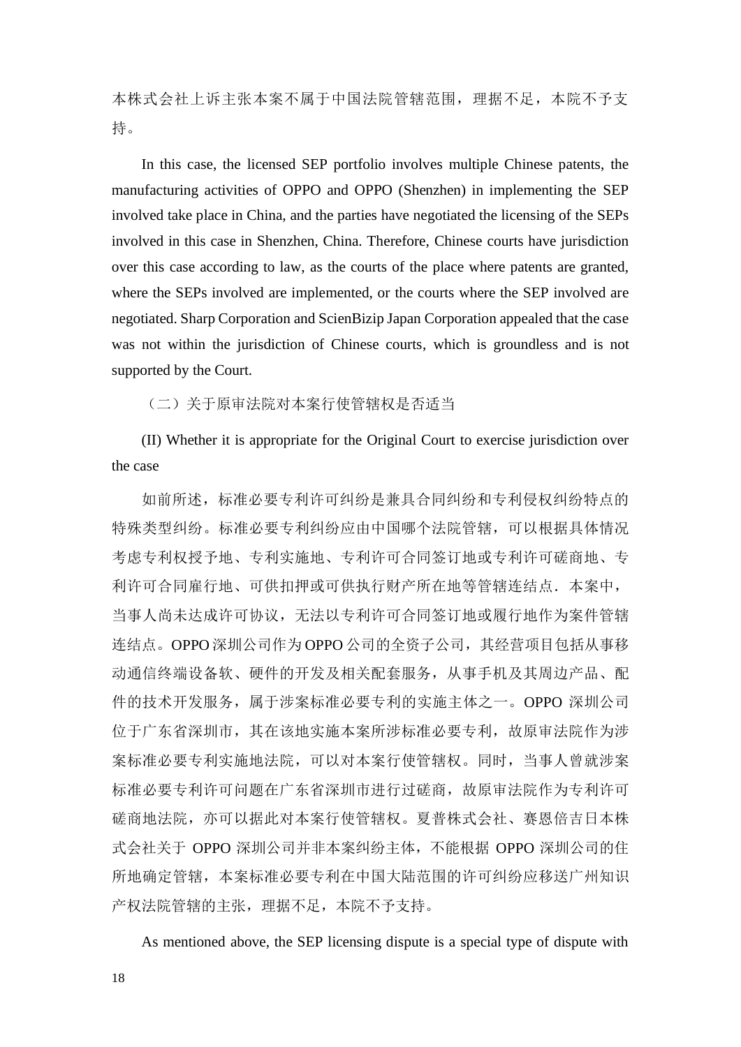本株式会社上诉主张本案不属于中国法院管辖范围，理据不足，本院不予支持。

In this case, the licensed SEP portfolio involves multiple Chinese patents, the manufacturing activities of OPPO and OPPO (Shenzhen) in implementing the SEP involved take place in China, and the parties have negotiated the licensing of the SEPs involved in this case in Shenzhen, China. Therefore, Chinese courts have jurisdiction over this case according to law, as the courts of the place where patents are granted, where the SEPs involved are implemented, or the courts where the SEP involved are negotiated. Sharp Corporation and ScienBizip Japan Corporation appealed that the case was not within the jurisdiction of Chinese courts, which is groundless and is not supported by the Court.

（二）关于原审法院对本案行使管辖权是否适当

(II) Whether it is appropriate for the Original Court to exercise jurisdiction over the case

如前所述，标准必要专利许可纠纷是兼具合同纠纷和专利侵权纠纷特点的特殊类型纠纷。标准必要专利纠纷应由中国哪个法院管辖，可以根据具体情况考虑专利权授予地、专利实施地、专利许可合同签订地或专利许可磋商地、专利许可合同雇行地、可供扣押或可供执行财产所在地等管辖连结点．本案中，当事人尚未达成许可协议，无法以专利许可合同签订地或履行地作为案件管辖连结点。OPPO深圳公司作为OPPO公司的全资子公司，其经营项目包括从事移动通信终端设备软、硬件的开发及相关配套服务，从事手机及其周边产品、配件的技术开发服务，属于涉案标准必要专利的实施主体之一。OPPO 深圳公司位于广东省深圳市，其在该地实施本案所涉标准必要专利，故原审法院作为涉案标准必要专利实施地法院，可以对本案行使管辖权。同时，当事人曾就涉案标准必要专利许可问题在广东省深圳市进行过磋商，故原审法院作为专利许可磋商地法院，亦可以据此对本案行使管辖权。夏普株式会社、赛恩倍吉日本株式会社关于 OPPO 深圳公司并非本案纠纷主体，不能根据 OPPO 深圳公司的住所地确定管辖，本案标准必要专利在中国大陆范围的许可纠纷应移送广州知识产权法院管辖的主张，理据不足，本院不予支持。

As mentioned above, the SEP licensing dispute is a special type of dispute with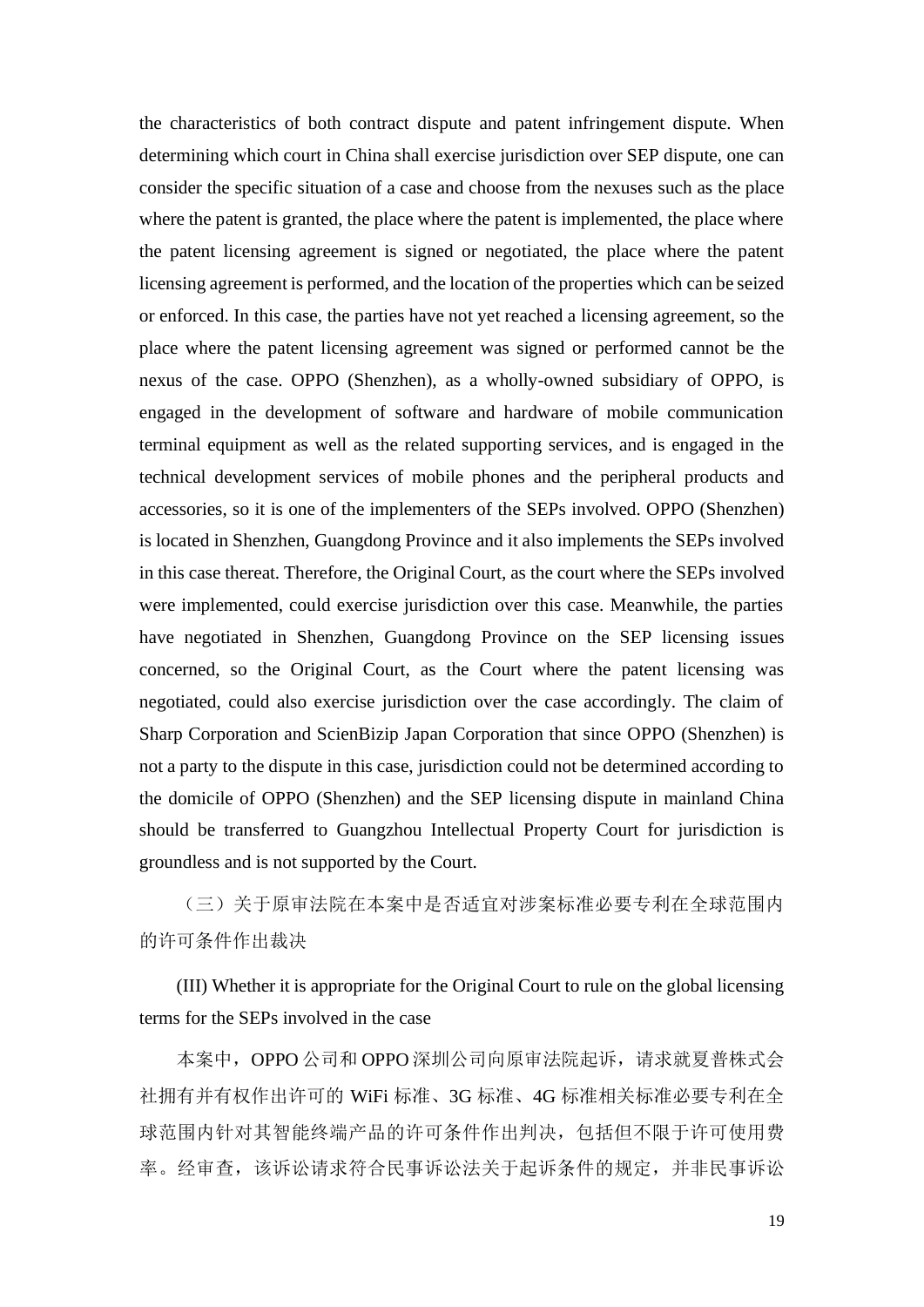the characteristics of both contract dispute and patent infringement dispute. When determining which court in China shall exercise jurisdiction over SEP dispute, one can consider the specific situation of a case and choose from the nexuses such as the place where the patent is granted, the place where the patent is implemented, the place where the patent licensing agreement is signed or negotiated, the place where the patent licensing agreement is performed, and the location of the properties which can be seized or enforced. In this case, the parties have not yet reached a licensing agreement, so the place where the patent licensing agreement was signed or performed cannot be the nexus of the case. OPPO (Shenzhen), as a wholly-owned subsidiary of OPPO, is engaged in the development of software and hardware of mobile communication terminal equipment as well as the related supporting services, and is engaged in the technical development services of mobile phones and the peripheral products and accessories, so it is one of the implementers of the SEPs involved. OPPO (Shenzhen) is located in Shenzhen, Guangdong Province and it also implements the SEPs involved in this case thereat. Therefore, the Original Court, as the court where the SEPs involved were implemented, could exercise jurisdiction over this case. Meanwhile, the parties have negotiated in Shenzhen, Guangdong Province on the SEP licensing issues concerned, so the Original Court, as the Court where the patent licensing was negotiated, could also exercise jurisdiction over the case accordingly. The claim of Sharp Corporation and ScienBizip Japan Corporation that since OPPO (Shenzhen) is not a party to the dispute in this case, jurisdiction could not be determined according to the domicile of OPPO (Shenzhen) and the SEP licensing dispute in mainland China should be transferred to Guangzhou Intellectual Property Court for jurisdiction is groundless and is not supported by the Court.

（三）关于原审法院在本案中是否适宜对涉案标准必要专利在全球范围内的许可条件作出裁决

(III) Whether it is appropriate for the Original Court to rule on the global licensing terms for the SEPs involved in the case

本案中，OPPO 公司和 OPPO 深圳公司向原审法院起诉，请求就夏普株式会社拥有并有权作出许可的 WiFi 标准、3G 标准、4G 标准相关标准必要专利在全球范围内针对其智能终端产品的许可条件作出判决，包括但不限于许可使用费率。经审查，该诉讼请求符合民事诉讼法关于起诉条件的规定，并非民事诉讼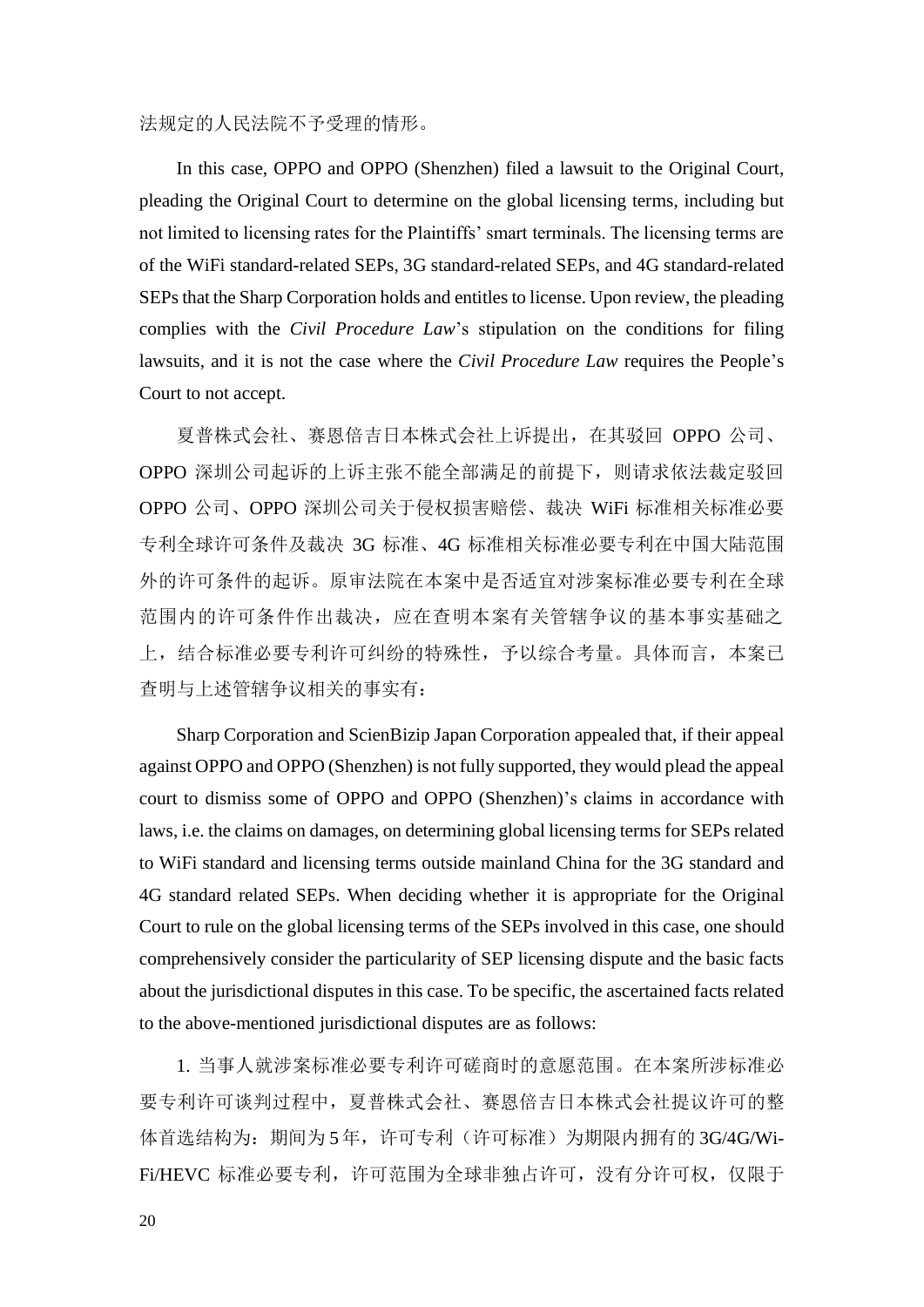法规定的人民法院不予受理的情形。

In this case, OPPO and OPPO (Shenzhen) filed a lawsuit to the Original Court, pleading the Original Court to determine on the global licensing terms, including but not limited to licensing rates for the Plaintiffs' smart terminals. The licensing terms are of the WiFi standard-related SEPs, 3G standard-related SEPs, and 4G standard-related SEPs that the Sharp Corporation holds and entitles to license. Upon review, the pleading complies with the *Civil Procedure Law*'s stipulation on the conditions for filing lawsuits, and it is not the case where the *Civil Procedure Law* requires the People's Court to not accept.

夏普株式会社、赛恩倍吉日本株式会社上诉提出，在其驳回 OPPO 公司、OPPO 深圳公司起诉的上诉主张不能全部满足的前提下，则请求依法裁定驳回 OPPO 公司、OPPO 深圳公司关于侵权损害赔偿、裁决 WiFi 标准相关标准必要专利全球许可条件及裁决 3G 标准、4G 标准相关标准必要专利在中国大陆范围外的许可条件的起诉。原审法院在本案中是否适宜对涉案标准必要专利在全球范围内的许可条件作出裁决，应在查明本案有关管辖争议的基本事实基础之上，结合标准必要专利许可纠纷的特殊性，予以综合考量。具体而言，本案已查明与上述管辖争议相关的事实有：

Sharp Corporation and ScienBizip Japan Corporation appealed that, if their appeal against OPPO and OPPO (Shenzhen) is not fully supported, they would plead the appeal court to dismiss some of OPPO and OPPO (Shenzhen)'s claims in accordance with laws, i.e. the claims on damages, on determining global licensing terms for SEPs related to WiFi standard and licensing terms outside mainland China for the 3G standard and 4G standard related SEPs. When deciding whether it is appropriate for the Original Court to rule on the global licensing terms of the SEPs involved in this case, one should comprehensively consider the particularity of SEP licensing dispute and the basic facts about the jurisdictional disputes in this case. To be specific, the ascertained facts related to the above-mentioned jurisdictional disputes are as follows:

1. 当事人就涉案标准必要专利许可磋商时的意愿范围。在本案所涉标准必要专利许可谈判过程中，夏普株式会社、赛恩倍吉日本株式会社提议许可的整体首选结构为：期间为 5 年，许可专利（许可标准）为期限内拥有的 3G/4G/Wi-Fi/HEVC 标准必要专利，许可范围为全球非独占许可，没有分许可权，仅限于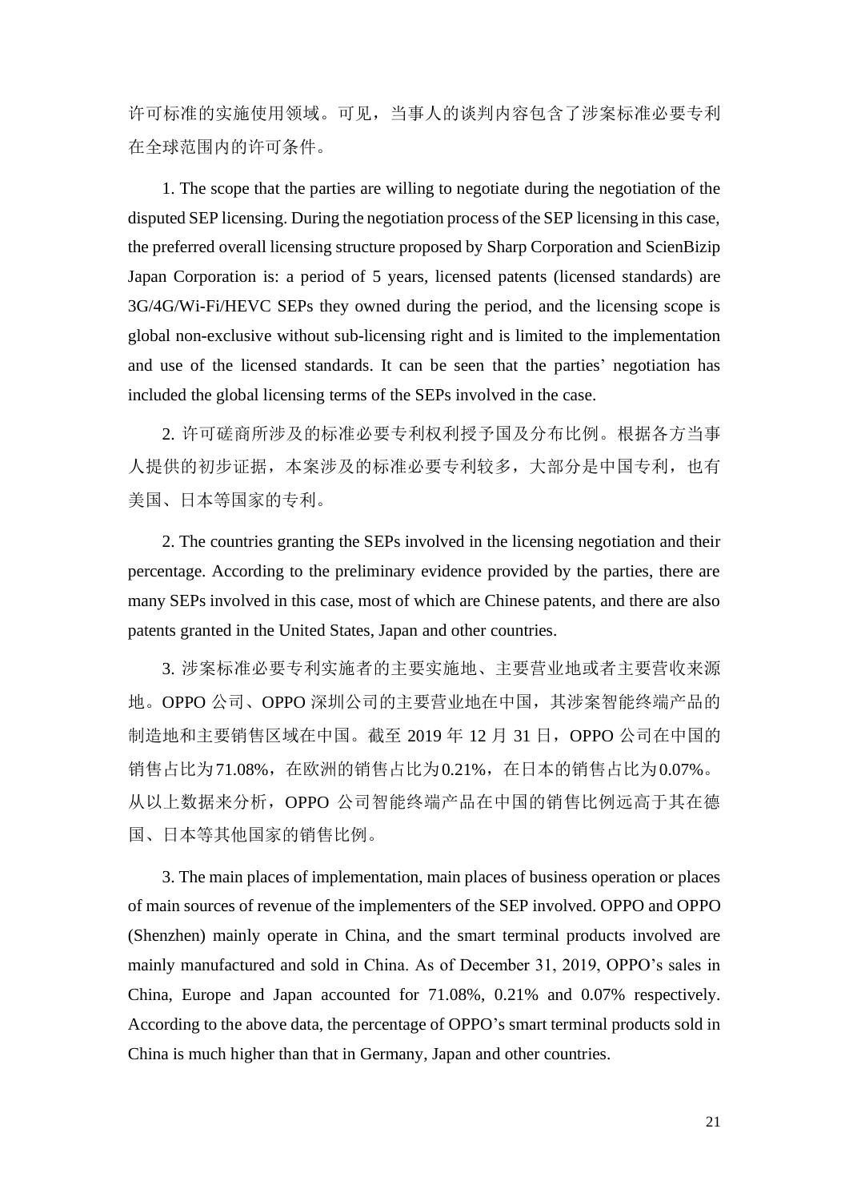许可标准的实施使用领域。可见，当事人的谈判内容包含了涉案标准必要专利在全球范围内的许可条件。

1. The scope that the parties are willing to negotiate during the negotiation of the disputed SEP licensing. During the negotiation process of the SEP licensing in this case, the preferred overall licensing structure proposed by Sharp Corporation and ScienBizip Japan Corporation is: a period of 5 years, licensed patents (licensed standards) are 3G/4G/Wi-Fi/HEVC SEPs they owned during the period, and the licensing scope is global non-exclusive without sub-licensing right and is limited to the implementation and use of the licensed standards. It can be seen that the parties' negotiation has included the global licensing terms of the SEPs involved in the case.

2. 许可磋商所涉及的标准必要专利权利授予国及分布比例。根据各方当事人提供的初步证据，本案涉及的标准必要专利较多，大部分是中国专利，也有美国、日本等国家的专利。

2. The countries granting the SEPs involved in the licensing negotiation and their percentage. According to the preliminary evidence provided by the parties, there are many SEPs involved in this case, most of which are Chinese patents, and there are also patents granted in the United States, Japan and other countries.

3. 涉案标准必要专利实施者的主要实施地、主要营业地或者主要营收来源地。OPPO 公司、OPPO 深圳公司的主要营业地在中国，其涉案智能终端产品的制造地和主要销售区域在中国。截至 2019 年 12 月 31 日，OPPO 公司在中国的销售占比为71.08%，在欧洲的销售占比为0.21%，在日本的销售占比为0.07%。从以上数据来分析，OPPO 公司智能终端产品在中国的销售比例远高于其在德国、日本等其他国家的销售比例。

3. The main places of implementation, main places of business operation or places of main sources of revenue of the implementers of the SEP involved. OPPO and OPPO (Shenzhen) mainly operate in China, and the smart terminal products involved are mainly manufactured and sold in China. As of December 31, 2019, OPPO's sales in China, Europe and Japan accounted for 71.08%, 0.21% and 0.07% respectively. According to the above data, the percentage of OPPO's smart terminal products sold in China is much higher than that in Germany, Japan and other countries.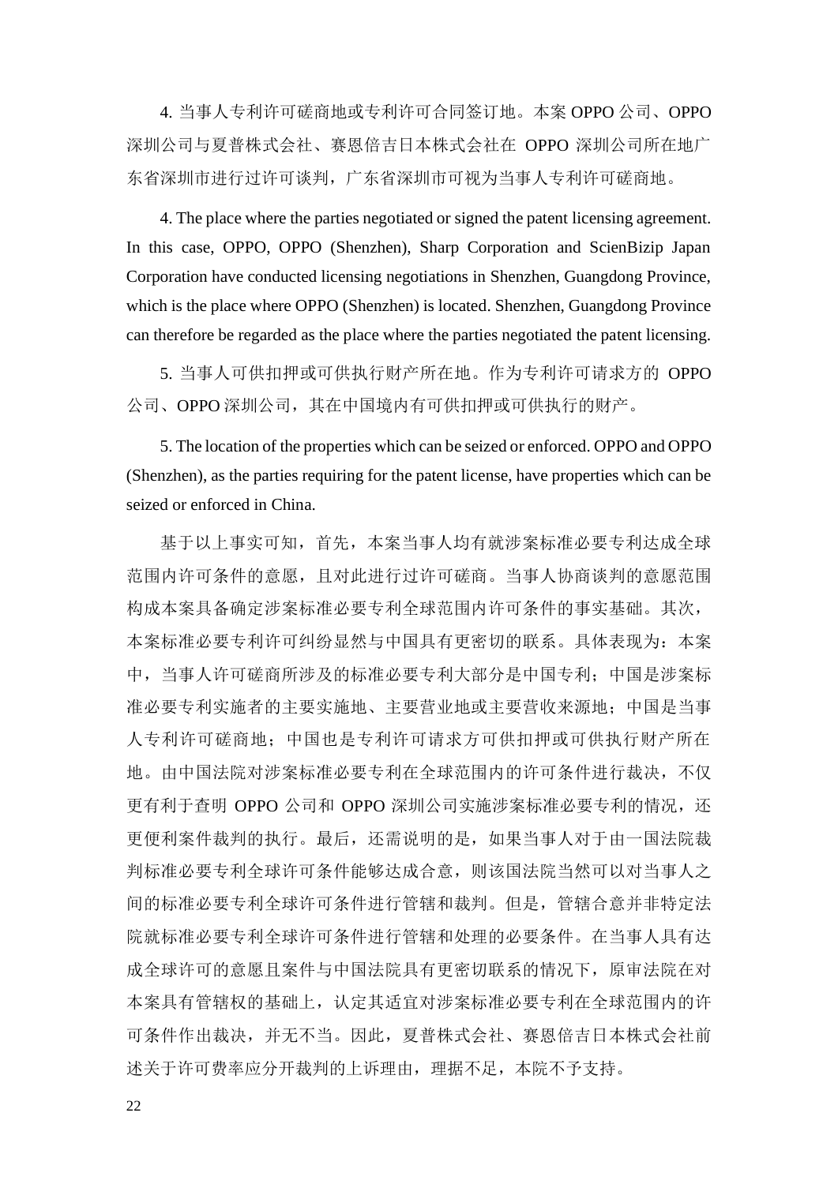4. 当事人专利许可磋商地或专利许可合同签订地。本案 OPPO 公司、OPPO 深圳公司与夏普株式会社、赛恩倍吉日本株式会社在 OPPO 深圳公司所在地广东省深圳市进行过许可谈判，广东省深圳市可视为当事人专利许可磋商地。

4. The place where the parties negotiated or signed the patent licensing agreement. In this case, OPPO, OPPO (Shenzhen), Sharp Corporation and ScienBizip Japan Corporation have conducted licensing negotiations in Shenzhen, Guangdong Province, which is the place where OPPO (Shenzhen) is located. Shenzhen, Guangdong Province can therefore be regarded as the place where the parties negotiated the patent licensing.

5. 当事人可供扣押或可供执行财产所在地。作为专利许可请求方的 OPPO 公司、OPPO 深圳公司，其在中国境内有可供扣押或可供执行的财产。

5. The location of the properties which can be seized or enforced. OPPO and OPPO (Shenzhen), as the parties requiring for the patent license, have properties which can be seized or enforced in China.

基于以上事实可知，首先，本案当事人均有就涉案标准必要专利达成全球范围内许可条件的意愿，且对此进行过许可磋商。当事人协商谈判的意愿范围构成本案具备确定涉案标准必要专利全球范围内许可条件的事实基础。其次，本案标准必要专利许可纠纷显然与中国具有更密切的联系。具体表现为：本案中，当事人许可磋商所涉及的标准必要专利大部分是中国专利；中国是涉案标准必要专利实施者的主要实施地、主要营业地或主要营收来源地；中国是当事人专利许可磋商地；中国也是专利许可请求方可供扣押或可供执行财产所在地。由中国法院对涉案标准必要专利在全球范围内的许可条件进行裁决，不仅更有利于查明 OPPO 公司和 OPPO 深圳公司实施涉案标准必要专利的情况，还更便利案件裁判的执行。最后，还需说明的是，如果当事人对于由一国法院裁判标准必要专利全球许可条件能够达成合意，则该国法院当然可以对当事人之间的标准必要专利全球许可条件进行管辖和裁判。但是，管辖合意并非特定法院就标准必要专利全球许可条件进行管辖和处理的必要条件。在当事人具有达成全球许可的意愿且案件与中国法院具有更密切联系的情况下，原审法院在对本案具有管辖权的基础上，认定其适宜对涉案标准必要专利在全球范围内的许可条件作出裁决，并无不当。因此，夏普株式会社、赛恩倍吉日本株式会社前述关于许可费率应分开裁判的上诉理由，理据不足，本院不予支持。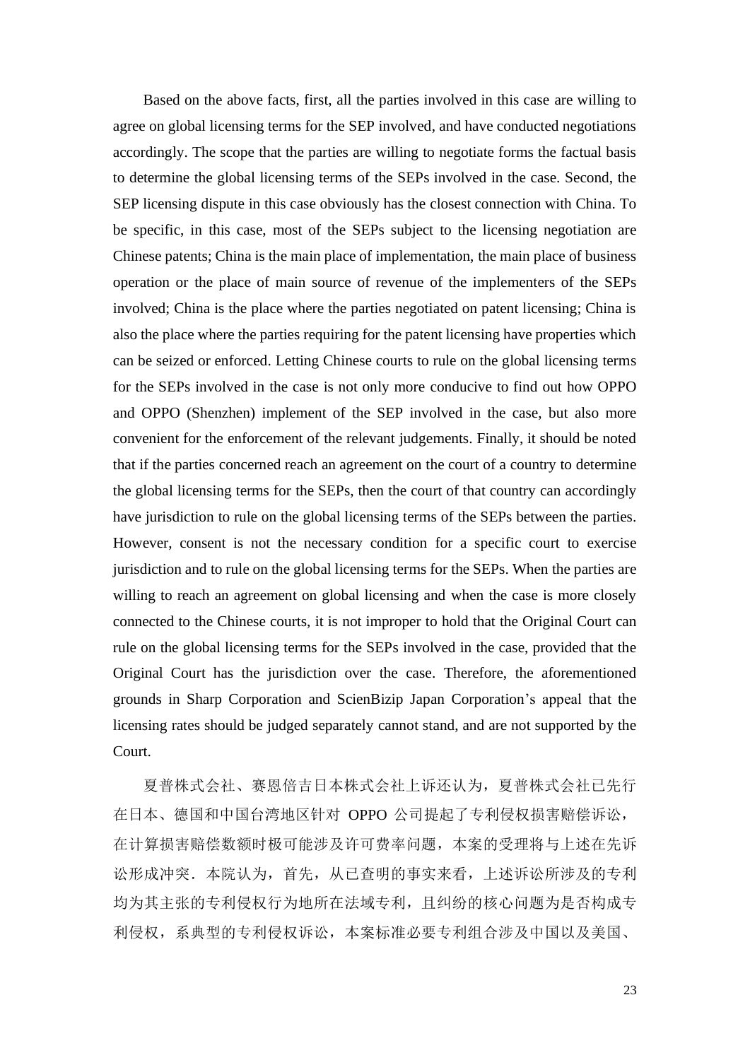Based on the above facts, first, all the parties involved in this case are willing to agree on global licensing terms for the SEP involved, and have conducted negotiations accordingly. The scope that the parties are willing to negotiate forms the factual basis to determine the global licensing terms of the SEPs involved in the case. Second, the SEP licensing dispute in this case obviously has the closest connection with China. To be specific, in this case, most of the SEPs subject to the licensing negotiation are Chinese patents; China is the main place of implementation, the main place of business operation or the place of main source of revenue of the implementers of the SEPs involved; China is the place where the parties negotiated on patent licensing; China is also the place where the parties requiring for the patent licensing have properties which can be seized or enforced. Letting Chinese courts to rule on the global licensing terms for the SEPs involved in the case is not only more conducive to find out how OPPO and OPPO (Shenzhen) implement of the SEP involved in the case, but also more convenient for the enforcement of the relevant judgements. Finally, it should be noted that if the parties concerned reach an agreement on the court of a country to determine the global licensing terms for the SEPs, then the court of that country can accordingly have jurisdiction to rule on the global licensing terms of the SEPs between the parties. However, consent is not the necessary condition for a specific court to exercise jurisdiction and to rule on the global licensing terms for the SEPs. When the parties are willing to reach an agreement on global licensing and when the case is more closely connected to the Chinese courts, it is not improper to hold that the Original Court can rule on the global licensing terms for the SEPs involved in the case, provided that the Original Court has the jurisdiction over the case. Therefore, the aforementioned grounds in Sharp Corporation and ScienBizip Japan Corporation's appeal that the licensing rates should be judged separately cannot stand, and are not supported by the Court.

夏普株式会社、赛恩倍吉日本株式会社上诉还认为，夏普株式会社已先行在日本、德国和中国台湾地区针对 OPPO 公司提起了专利侵权损害赔偿诉讼，在计算损害赔偿数额时极可能涉及许可费率问题，本案的受理将与上述在先诉讼形成冲突．本院认为，首先，从已查明的事实来看，上述诉讼所涉及的专利均为其主张的专利侵权行为地所在法域专利，且纠纷的核心问题为是否构成专利侵权，系典型的专利侵权诉讼，本案标准必要专利组合涉及中国以及美国、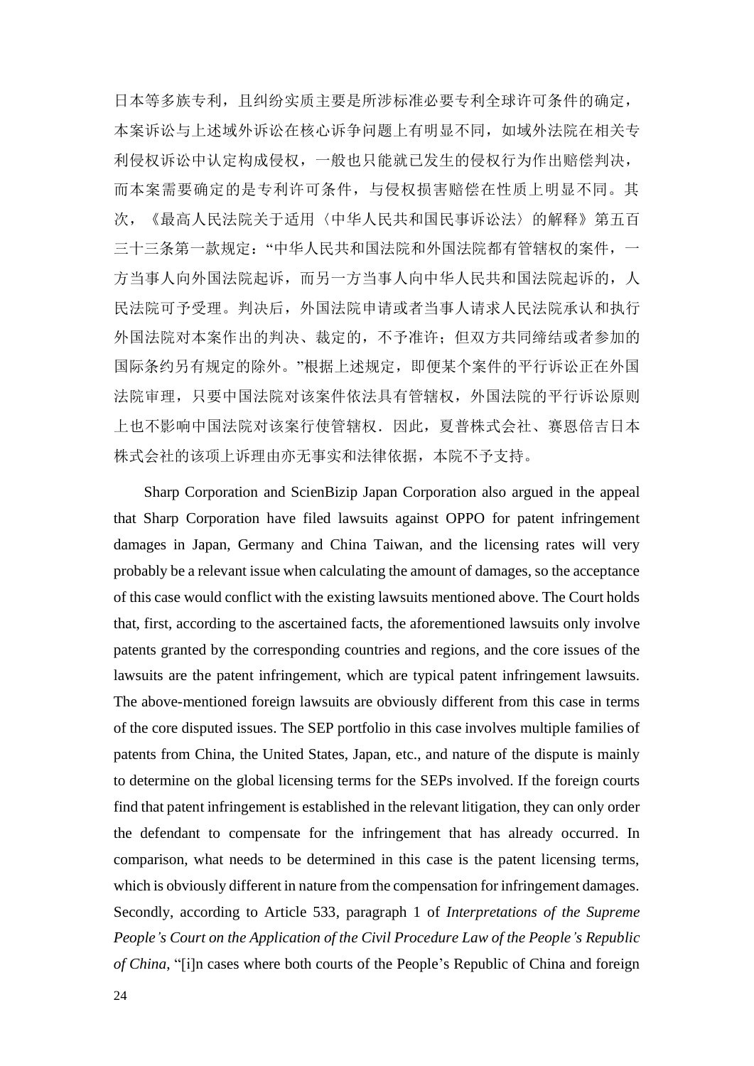日本等多族专利，且纠纷实质主要是所涉标准必要专利全球许可条件的确定，本案诉讼与上述域外诉讼在核心诉争问题上有明显不同，如域外法院在相关专利侵权诉讼中认定构成侵权，一般也只能就已发生的侵权行为作出赔偿判决，而本案需要确定的是专利许可条件，与侵权损害赔偿在性质上明显不同。其次，《最高人民法院关于适用〈中华人民共和国民事诉讼法〉的解释》第五百三十三条第一款规定："中华人民共和国法院和外国法院都有管辖权的案件，一方当事人向外国法院起诉，而另一方当事人向中华人民共和国法院起诉的，人民法院可予受理。判决后，外国法院申请或者当事人请求人民法院承认和执行外国法院对本案作出的判决、裁定的，不予准许；但双方共同缔结或者参加的国际条约另有规定的除外。"根据上述规定，即便某个案件的平行诉讼正在外国法院审理，只要中国法院对该案件依法具有管辖权，外国法院的平行诉讼原则上也不影响中国法院对该案行使管辖权．因此，夏普株式会社、赛恩倍吉日本株式会社的该项上诉理由亦无事实和法律依据，本院不予支持。

Sharp Corporation and ScienBizip Japan Corporation also argued in the appeal that Sharp Corporation have filed lawsuits against OPPO for patent infringement damages in Japan, Germany and China Taiwan, and the licensing rates will very probably be a relevant issue when calculating the amount of damages, so the acceptance of this case would conflict with the existing lawsuits mentioned above. The Court holds that, first, according to the ascertained facts, the aforementioned lawsuits only involve patents granted by the corresponding countries and regions, and the core issues of the lawsuits are the patent infringement, which are typical patent infringement lawsuits. The above-mentioned foreign lawsuits are obviously different from this case in terms of the core disputed issues. The SEP portfolio in this case involves multiple families of patents from China, the United States, Japan, etc., and nature of the dispute is mainly to determine on the global licensing terms for the SEPs involved. If the foreign courts find that patent infringement is established in the relevant litigation, they can only order the defendant to compensate for the infringement that has already occurred. In comparison, what needs to be determined in this case is the patent licensing terms, which is obviously different in nature from the compensation for infringement damages. Secondly, according to Article 533, paragraph 1 of *Interpretations of the Supreme People's Court on the Application of the Civil Procedure Law of the People's Republic of China*, "[i]n cases where both courts of the People's Republic of China and foreign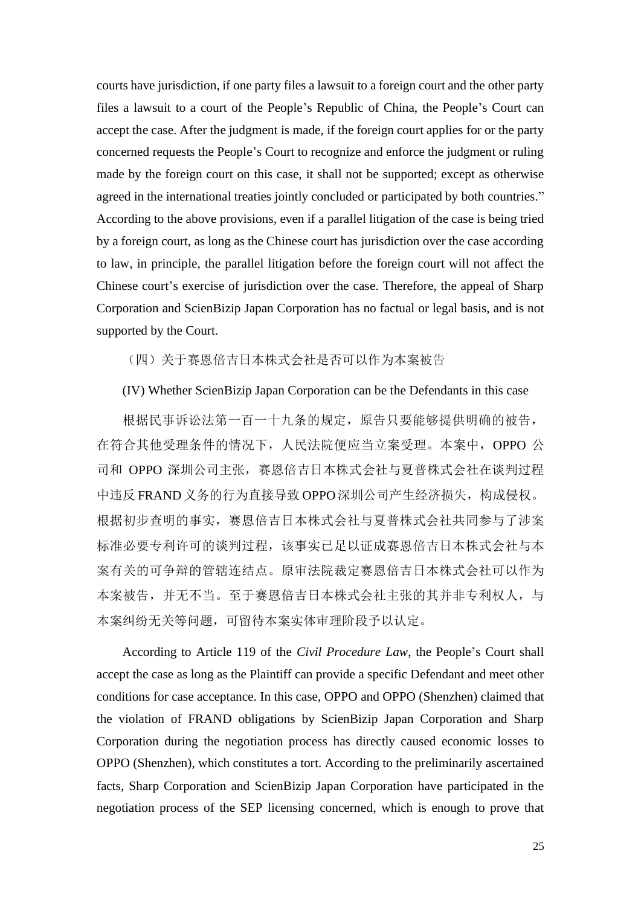courts have jurisdiction, if one party files a lawsuit to a foreign court and the other party files a lawsuit to a court of the People's Republic of China, the People's Court can accept the case. After the judgment is made, if the foreign court applies for or the party concerned requests the People's Court to recognize and enforce the judgment or ruling made by the foreign court on this case, it shall not be supported; except as otherwise agreed in the international treaties jointly concluded or participated by both countries." According to the above provisions, even if a parallel litigation of the case is being tried by a foreign court, as long as the Chinese court has jurisdiction over the case according to law, in principle, the parallel litigation before the foreign court will not affect the Chinese court's exercise of jurisdiction over the case. Therefore, the appeal of Sharp Corporation and ScienBizip Japan Corporation has no factual or legal basis, and is not supported by the Court.

（四）关于赛恩倍吉日本株式会社是否可以作为本案被告

(IV) Whether ScienBizip Japan Corporation can be the Defendants in this case

根据民事诉讼法第一百一十九条的规定，原告只要能够提供明确的被告，在符合其他受理条件的情况下，人民法院便应当立案受理。本案中，OPPO 公司和 OPPO 深圳公司主张，赛恩倍吉日本株式会社与夏普株式会社在谈判过程中违反 FRAND 义务的行为直接导致 OPPO 深圳公司产生经济损失，构成侵权。根据初步查明的事实，赛恩倍吉日本株式会社与夏普株式会社共同参与了涉案标准必要专利许可的谈判过程，该事实已足以证成赛恩倍吉日本株式会社与本案有关的可争辩的管辖连结点。原审法院裁定赛恩倍吉日本株式会社可以作为本案被告，并无不当。至于赛恩倍吉日本株式会社主张的其并非专利权人，与本案纠纷无关等问题，可留待本案实体审理阶段予以认定。

According to Article 119 of the *Civil Procedure Law*, the People's Court shall accept the case as long as the Plaintiff can provide a specific Defendant and meet other conditions for case acceptance. In this case, OPPO and OPPO (Shenzhen) claimed that the violation of FRAND obligations by ScienBizip Japan Corporation and Sharp Corporation during the negotiation process has directly caused economic losses to OPPO (Shenzhen), which constitutes a tort. According to the preliminarily ascertained facts, Sharp Corporation and ScienBizip Japan Corporation have participated in the negotiation process of the SEP licensing concerned, which is enough to prove that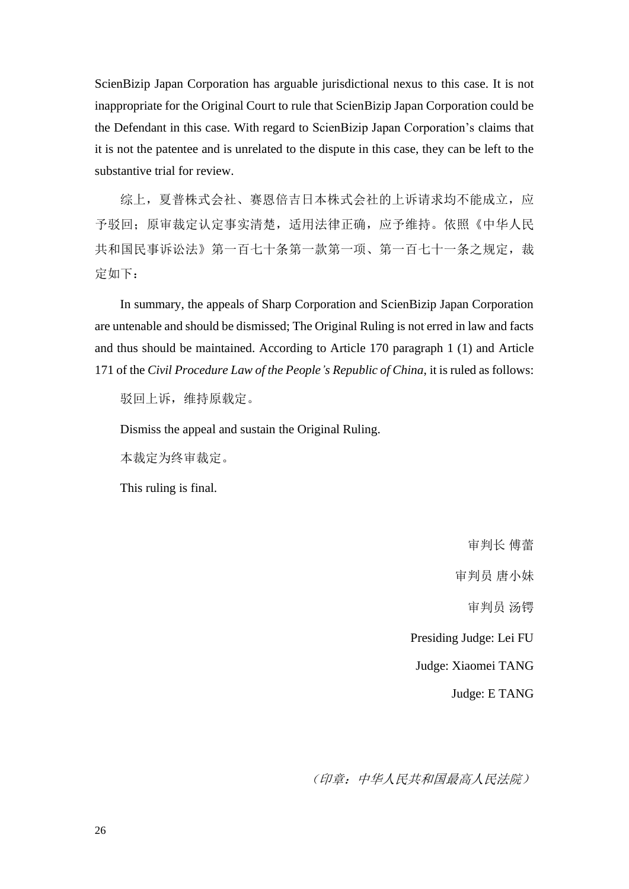ScienBizip Japan Corporation has arguable jurisdictional nexus to this case. It is not inappropriate for the Original Court to rule that ScienBizip Japan Corporation could be the Defendant in this case. With regard to ScienBizip Japan Corporation's claims that it is not the patentee and is unrelated to the dispute in this case, they can be left to the substantive trial for review.

综上，夏普株式会社、赛恩倍吉日本株式会社的上诉请求均不能成立，应予驳回；原审裁定认定事实清楚，适用法律正确，应予维持。依照《中华人民共和国民事诉讼法》第一百七十条第一款第一项、第一百七十一条之规定，裁定如下：

In summary, the appeals of Sharp Corporation and ScienBizip Japan Corporation are untenable and should be dismissed; The Original Ruling is not erred in law and facts and thus should be maintained. According to Article 170 paragraph 1 (1) and Article 171 of the *Civil Procedure Law of the People's Republic of China*, it is ruled as follows:

驳回上诉，维持原裁定。

Dismiss the appeal and sustain the Original Ruling.

本裁定为终审裁定。

This ruling is final.

审判长 傅蕾

审判员 唐小妹

审判员 汤锷

Presiding Judge: Lei FU

Judge: Xiaomei TANG

Judge: E TANG

*（印章：中华人民共和国最高人民法院）*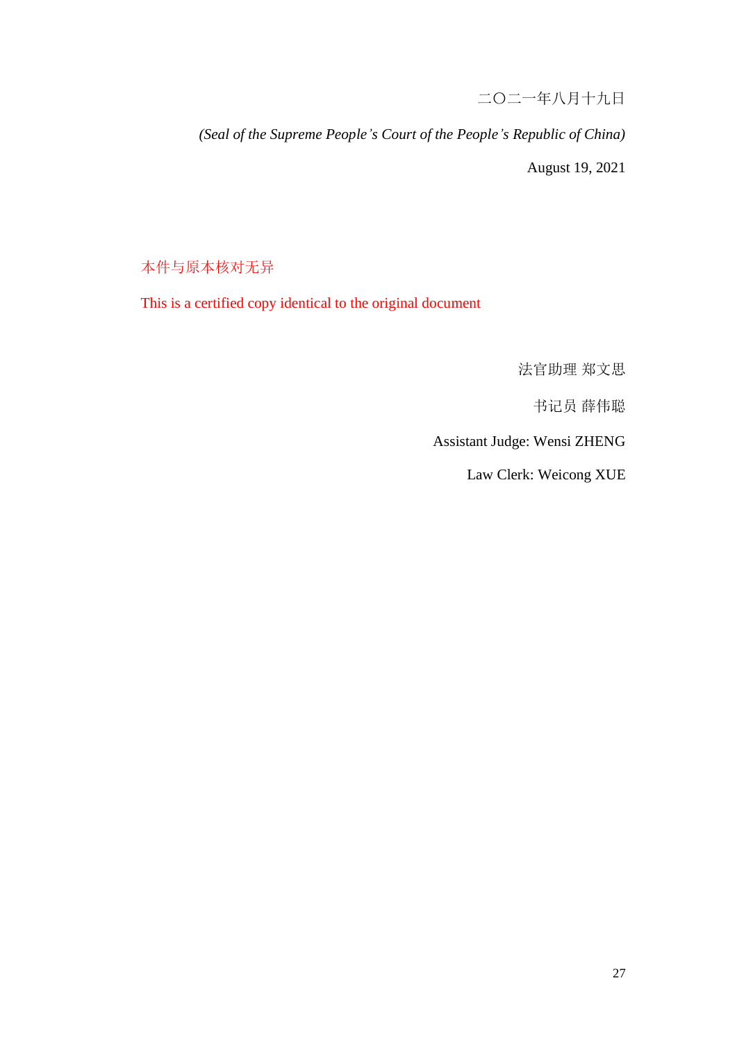二〇二一年八月十九日

*(Seal of the Supreme People's Court of the People's Republic of China)*

August 19, 2021

本件与原本核对无异

This is a certified copy identical to the original document

法官助理 郑文思

书记员 薛伟聪

Assistant Judge: Wensi ZHENG

Law Clerk: Weicong XUE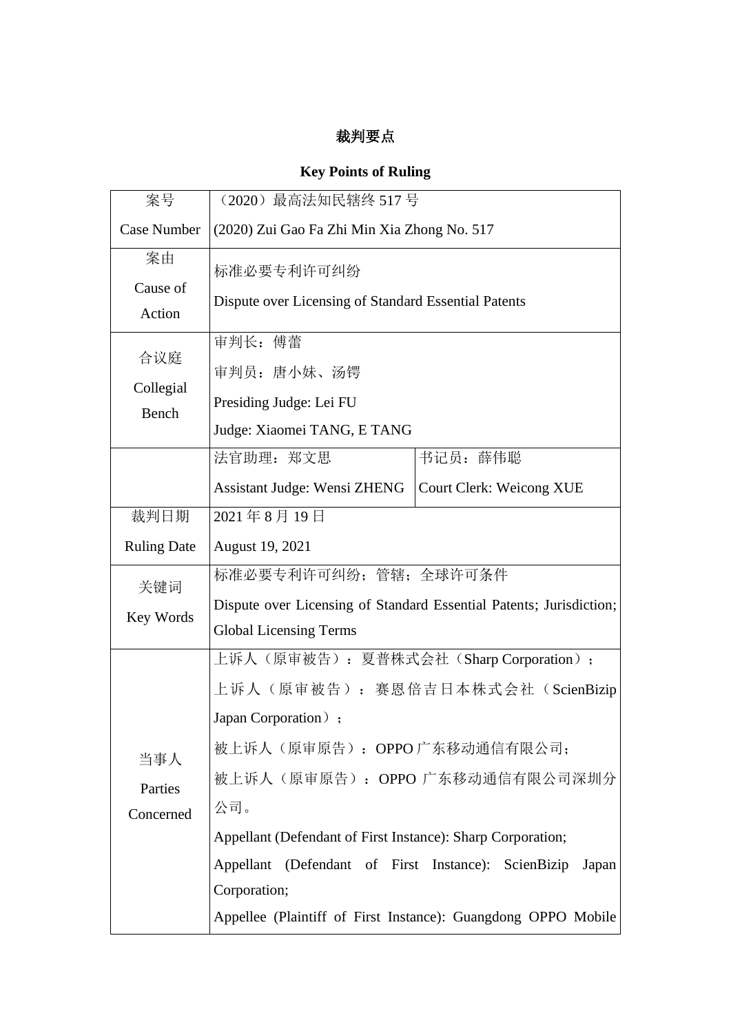**裁判要点**

**Key Points of Ruling**

| 案号<br>Case Number | （2020）最高法知民辖终 517 号<br>(2020) Zui Gao Fa Zhi Min Xia Zhong No. 517 | |
|---|---|---|
| 案由<br>Cause of Action | 标准必要专利许可纠纷<br>Dispute over Licensing of Standard Essential Patents | |
| 合议庭<br>Collegial Bench | 审判长：傅蕾<br>审判员：唐小妹、汤锷<br>Presiding Judge: Lei FU<br>Judge: Xiaomei TANG, E TANG | |
| | 法官助理：郑文思<br>Assistant Judge: Wensi ZHENG | 书记员：薛伟聪<br>Court Clerk: Weicong XUE |
| 裁判日期<br>Ruling Date | 2021 年 8 月 19 日<br>August 19, 2021 | |
| 关键词<br>Key Words | 标准必要专利许可纠纷；管辖；全球许可条件<br>Dispute over Licensing of Standard Essential Patents; Jurisdiction; Global Licensing Terms | |
| 当事人<br>Parties Concerned | 上诉人（原审被告）：夏普株式会社（Sharp Corporation）；<br>上诉人（原审被告）：赛恩倍吉日本株式会社（ScienBizip Japan Corporation）；<br>被上诉人（原审原告）：OPPO 广东移动通信有限公司；<br>被上诉人（原审原告）：OPPO 广东移动通信有限公司深圳分公司。<br>Appellant (Defendant of First Instance): Sharp Corporation;<br>Appellant (Defendant of First Instance): ScienBizip Japan Corporation;<br>Appellee (Plaintiff of First Instance): Guangdong OPPO Mobile | |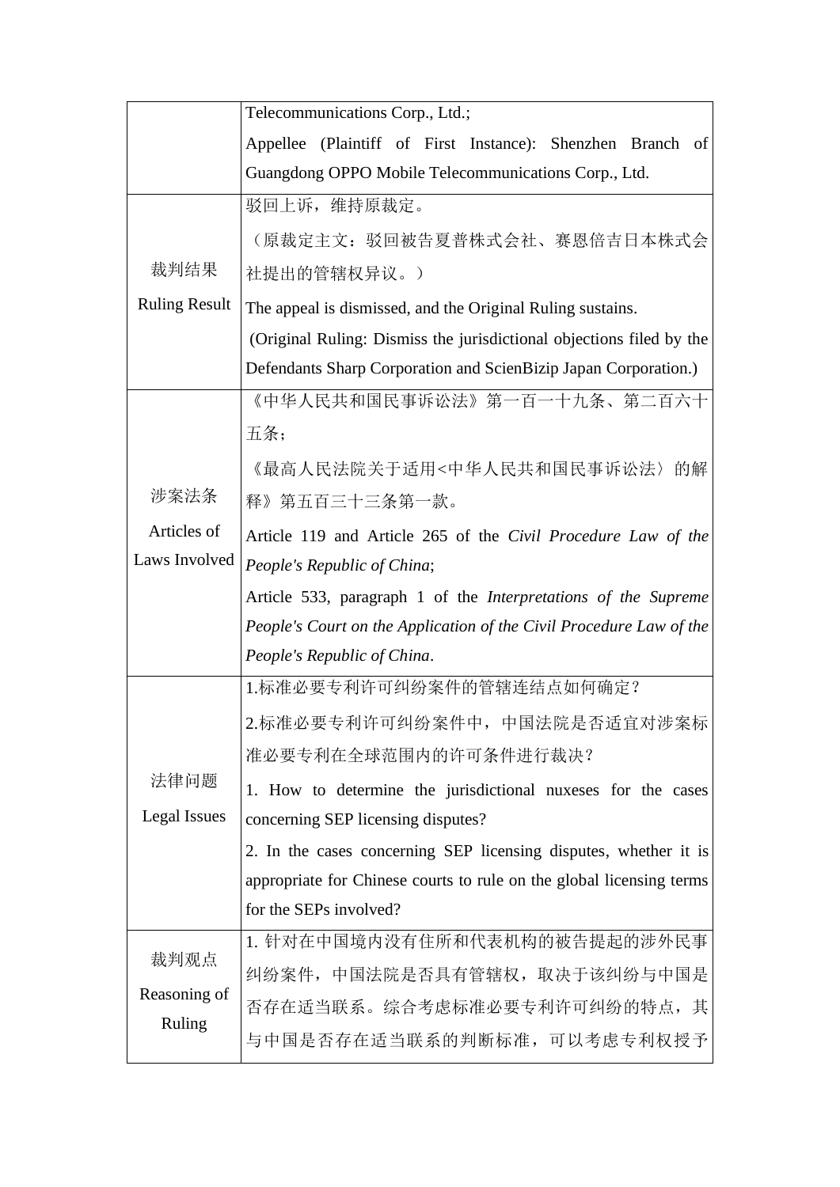| | |
|---|---|
| | Telecommunications Corp., Ltd.;<br>Appellee (Plaintiff of First Instance): Shenzhen Branch of Guangdong OPPO Mobile Telecommunications Corp., Ltd. |
| 裁判结果<br>Ruling Result | 驳回上诉，维持原裁定。<br>（原裁定主文：驳回被告夏普株式会社、赛恩倍吉日本株式会社提出的管辖权异议。）<br>The appeal is dismissed, and the Original Ruling sustains.<br>(Original Ruling: Dismiss the jurisdictional objections filed by the Defendants Sharp Corporation and ScienBizip Japan Corporation.) |
| 涉案法条<br>Articles of Laws Involved | 《中华人民共和国民事诉讼法》第一百一十九条、第二百六十五条；<br>《最高人民法院关于适用<中华人民共和国民事诉讼法〉的解释》第五百三十三条第一款。<br>Article 119 and Article 265 of the *Civil Procedure Law of the People's Republic of China*;<br>Article 533, paragraph 1 of the *Interpretations of the Supreme People's Court on the Application of the Civil Procedure Law of the People's Republic of China*. |
| 法律问题<br>Legal Issues | 1.标准必要专利许可纠纷案件的管辖连结点如何确定？<br>2.标准必要专利许可纠纷案件中，中国法院是否适宜对涉案标准必要专利在全球范围内的许可条件进行裁决？<br>1. How to determine the jurisdictional nuxeses for the cases concerning SEP licensing disputes?<br>2. In the cases concerning SEP licensing disputes, whether it is appropriate for Chinese courts to rule on the global licensing terms for the SEPs involved? |
| 裁判观点<br>Reasoning of Ruling | 1. 针对在中国境内没有住所和代表机构的被告提起的涉外民事纠纷案件，中国法院是否具有管辖权，取决于该纠纷与中国是否存在适当联系。综合考虑标准必要专利许可纠纷的特点，其与中国是否存在适当联系的判断标准，可以考虑专利权授予 |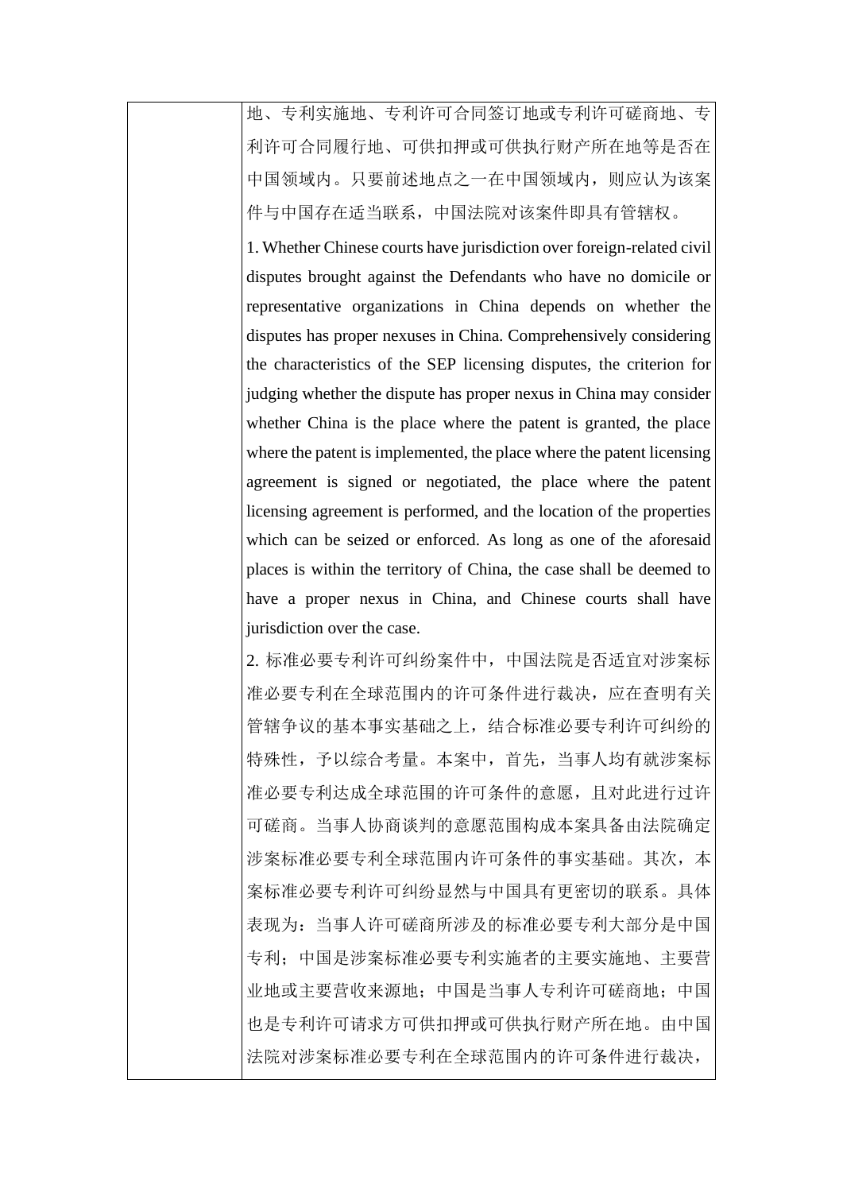| | |
|---|---|
| | 地、专利实施地、专利许可合同签订地或专利许可磋商地、专利许可合同履行地、可供扣押或可供执行财产所在地等是否在中国领域内。只要前述地点之一在中国领域内，则应认为该案件与中国存在适当联系，中国法院对该案件即具有管辖权。<br><br>1. Whether Chinese courts have jurisdiction over foreign-related civil disputes brought against the Defendants who have no domicile or representative organizations in China depends on whether the disputes has proper nexuses in China. Comprehensively considering the characteristics of the SEP licensing disputes, the criterion for judging whether the dispute has proper nexus in China may consider whether China is the place where the patent is granted, the place where the patent is implemented, the place where the patent licensing agreement is signed or negotiated, the place where the patent licensing agreement is performed, and the location of the properties which can be seized or enforced. As long as one of the aforesaid places is within the territory of China, the case shall be deemed to have a proper nexus in China, and Chinese courts shall have jurisdiction over the case.<br><br>2. 标准必要专利许可纠纷案件中，中国法院是否适宜对涉案标准必要专利在全球范围内的许可条件进行裁决，应在查明有关管辖争议的基本事实基础之上，结合标准必要专利许可纠纷的特殊性，予以综合考量。本案中，首先，当事人均有就涉案标准必要专利达成全球范围的许可条件的意愿，且对此进行过许可磋商。当事人协商谈判的意愿范围构成本案具备由法院确定涉案标准必要专利全球范围内许可条件的事实基础。其次，本案标准必要专利许可纠纷显然与中国具有更密切的联系。具体表现为：当事人许可磋商所涉及的标准必要专利大部分是中国专利；中国是涉案标准必要专利实施者的主要实施地、主要营业地或主要营收来源地；中国是当事人专利许可磋商地；中国也是专利许可请求方可供扣押或可供执行财产所在地。由中国法院对涉案标准必要专利在全球范围内的许可条件进行裁决， |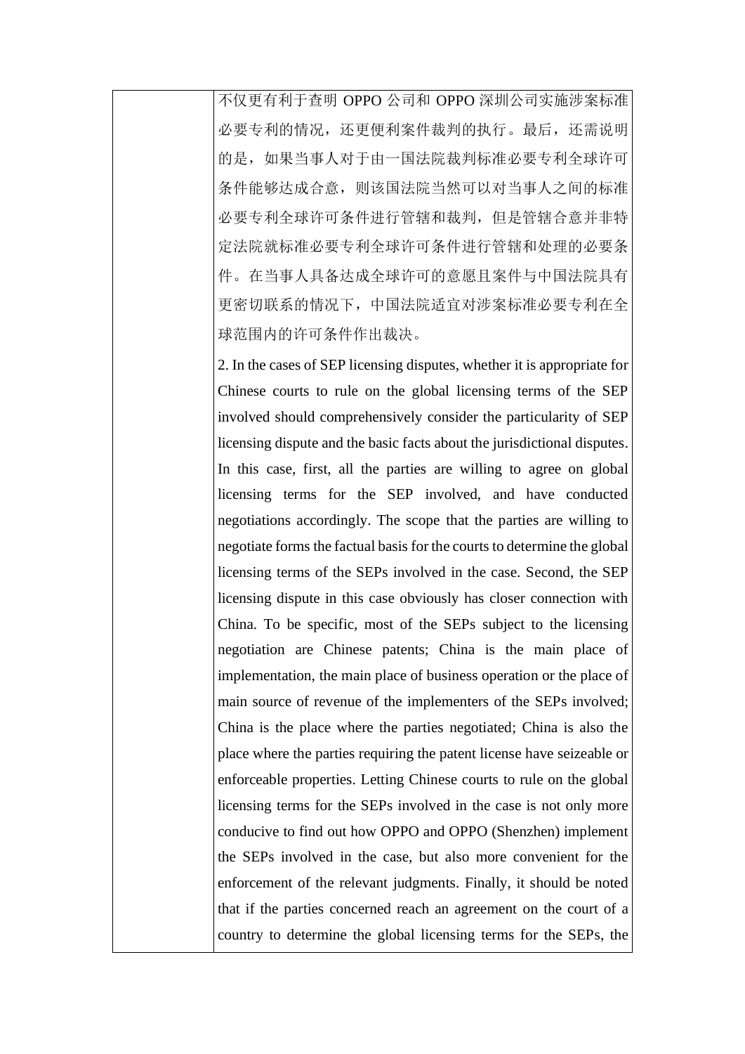| | 不仅更有利于查明 OPPO 公司和 OPPO 深圳公司实施涉案标准必要专利的情况，还更便利案件裁判的执行。最后，还需说明的是，如果当事人对于由一国法院裁判标准必要专利全球许可条件能够达成合意，则该国法院当然可以对当事人之间的标准必要专利全球许可条件进行管辖和裁判，但是管辖合意并非特定法院就标准必要专利全球许可条件进行管辖和处理的必要条件。在当事人具备达成全球许可的意愿且案件与中国法院具有更密切联系的情况下，中国法院适宜对涉案标准必要专利在全球范围内的许可条件作出裁决。<br><br>2. In the cases of SEP licensing disputes, whether it is appropriate for Chinese courts to rule on the global licensing terms of the SEP involved should comprehensively consider the particularity of SEP licensing dispute and the basic facts about the jurisdictional disputes. In this case, first, all the parties are willing to agree on global licensing terms for the SEP involved, and have conducted negotiations accordingly. The scope that the parties are willing to negotiate forms the factual basis for the courts to determine the global licensing terms of the SEPs involved in the case. Second, the SEP licensing dispute in this case obviously has closer connection with China. To be specific, most of the SEPs subject to the licensing negotiation are Chinese patents; China is the main place of implementation, the main place of business operation or the place of main source of revenue of the implementers of the SEPs involved; China is the place where the parties negotiated; China is also the place where the parties requiring the patent license have seizeable or enforceable properties. Letting Chinese courts to rule on the global licensing terms for the SEPs involved in the case is not only more conducive to find out how OPPO and OPPO (Shenzhen) implement the SEPs involved in the case, but also more convenient for the enforcement of the relevant judgments. Finally, it should be noted that if the parties concerned reach an agreement on the court of a country to determine the global licensing terms for the SEPs, the |
|---|---|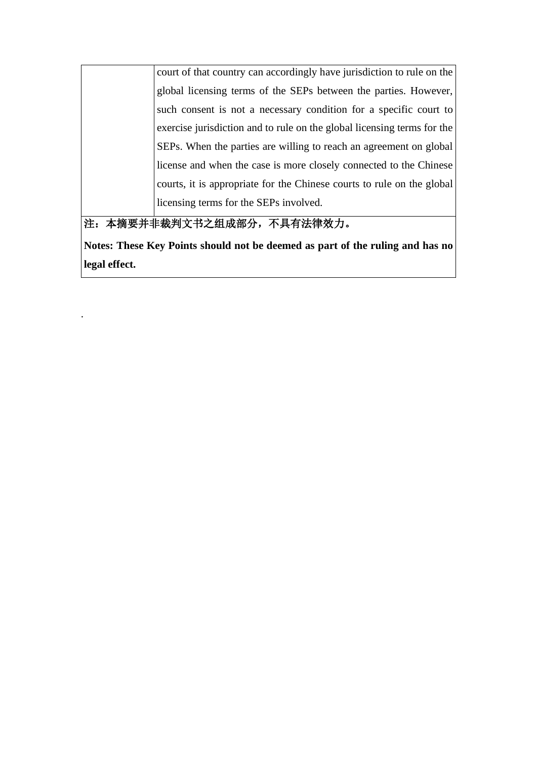| | |
|---|---|
| | court of that country can accordingly have jurisdiction to rule on the global licensing terms of the SEPs between the parties. However, such consent is not a necessary condition for a specific court to exercise jurisdiction and to rule on the global licensing terms for the SEPs. When the parties are willing to reach an agreement on global license and when the case is more closely connected to the Chinese courts, it is appropriate for the Chinese courts to rule on the global licensing terms for the SEPs involved. |
| **注：本摘要并非裁判文书之组成部分，不具有法律效力。**<br><br>**Notes: These Key Points should not be deemed as part of the ruling and has no legal effect.** | |

.